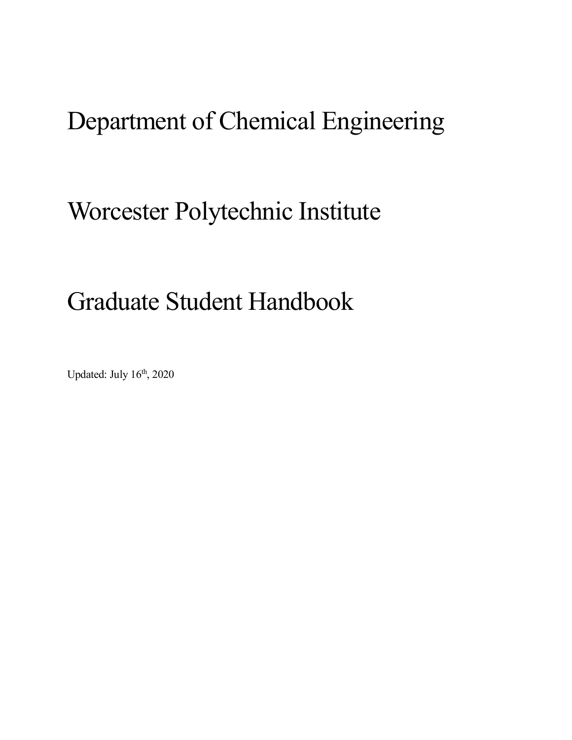# Department of Chemical Engineering

# Worcester Polytechnic Institute

# Graduate Student Handbook

Updated: July 16th, 2020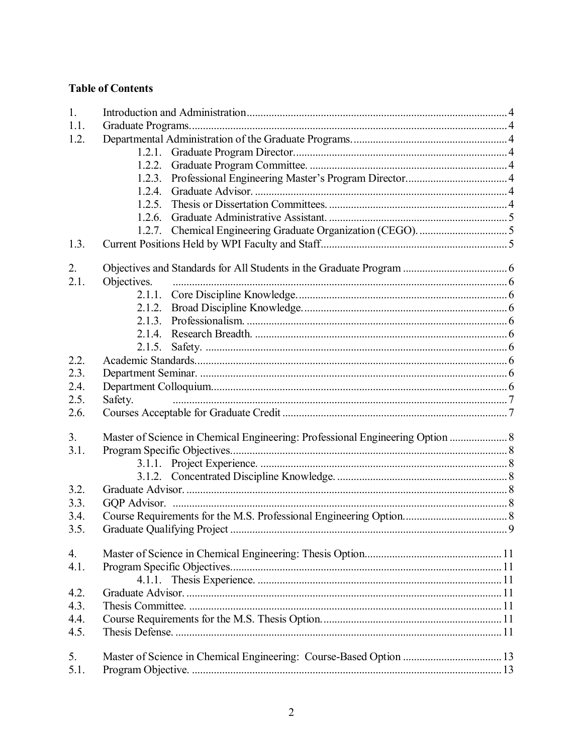**Table of Contents**

| | | |
|---|---|---|
| 1. | Introduction and Administration | 4 |
| 1.1. | Graduate Programs. | 4 |
| 1.2. | Departmental Administration of the Graduate Programs. | 4 |
| | 1.2.1. Graduate Program Director. | 4 |
| | 1.2.2. Graduate Program Committee. | 4 |
| | 1.2.3. Professional Engineering Master's Program Director. | 4 |
| | 1.2.4. Graduate Advisor. | 4 |
| | 1.2.5. Thesis or Dissertation Committees. | 4 |
| | 1.2.6. Graduate Administrative Assistant. | 5 |
| | 1.2.7. Chemical Engineering Graduate Organization (CEGO). | 5 |
| 1.3. | Current Positions Held by WPI Faculty and Staff | 5 |
| 2. | Objectives and Standards for All Students in the Graduate Program | 6 |
| 2.1. | Objectives. | 6 |
| | 2.1.1. Core Discipline Knowledge. | 6 |
| | 2.1.2. Broad Discipline Knowledge. | 6 |
| | 2.1.3. Professionalism. | 6 |
| | 2.1.4. Research Breadth. | 6 |
| | 2.1.5. Safety. | 6 |
| 2.2. | Academic Standards. | 6 |
| 2.3. | Department Seminar. | 6 |
| 2.4. | Department Colloquium. | 6 |
| 2.5. | Safety. | 7 |
| 2.6. | Courses Acceptable for Graduate Credit | 7 |
| 3. | Master of Science in Chemical Engineering: Professional Engineering Option | 8 |
| 3.1. | Program Specific Objectives. | 8 |
| | 3.1.1. Project Experience. | 8 |
| | 3.1.2. Concentrated Discipline Knowledge. | 8 |
| 3.2. | Graduate Advisor. | 8 |
| 3.3. | GQP Advisor. | 8 |
| 3.4. | Course Requirements for the M.S. Professional Engineering Option. | 8 |
| 3.5. | Graduate Qualifying Project | 9 |
| 4. | Master of Science in Chemical Engineering: Thesis Option | 11 |
| 4.1. | Program Specific Objectives. | 11 |
| | 4.1.1. Thesis Experience. | 11 |
| 4.2. | Graduate Advisor. | 11 |
| 4.3. | Thesis Committee. | 11 |
| 4.4. | Course Requirements for the M.S. Thesis Option. | 11 |
| 4.5. | Thesis Defense. | 11 |
| 5. | Master of Science in Chemical Engineering: Course-Based Option | 13 |
| 5.1. | Program Objective. | 13 |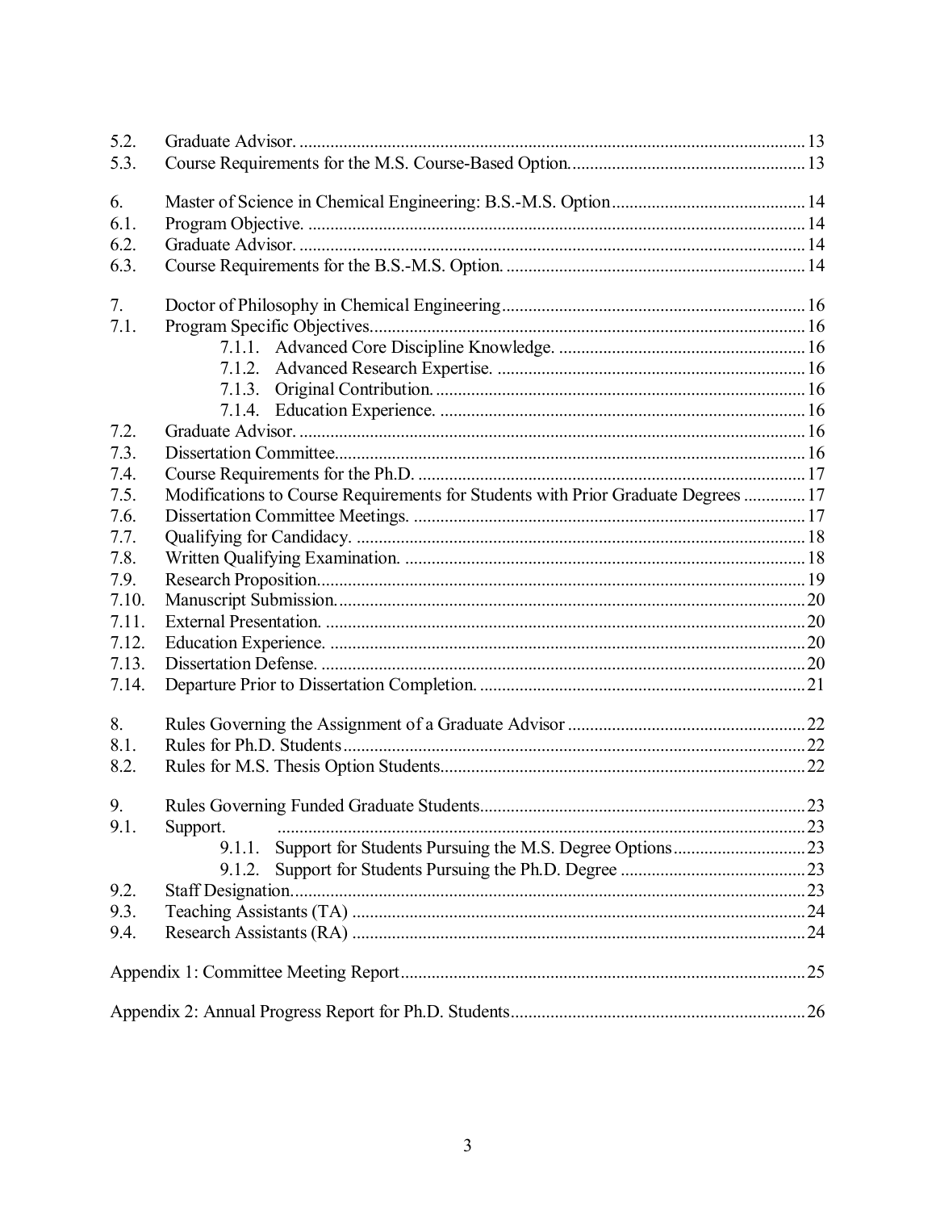| | | |
|---|---|---|
| 5.2. | Graduate Advisor. | 13 |
| 5.3. | Course Requirements for the M.S. Course-Based Option. | 13 |
| | | |
| 6. | Master of Science in Chemical Engineering: B.S.-M.S. Option | 14 |
| 6.1. | Program Objective. | 14 |
| 6.2. | Graduate Advisor. | 14 |
| 6.3. | Course Requirements for the B.S.-M.S. Option. | 14 |
| | | |
| 7. | Doctor of Philosophy in Chemical Engineering | 16 |
| 7.1. | Program Specific Objectives. | 16 |
| | 7.1.1. Advanced Core Discipline Knowledge. | 16 |
| | 7.1.2. Advanced Research Expertise. | 16 |
| | 7.1.3. Original Contribution. | 16 |
| | 7.1.4. Education Experience. | 16 |
| 7.2. | Graduate Advisor. | 16 |
| 7.3. | Dissertation Committee. | 16 |
| 7.4. | Course Requirements for the Ph.D. | 17 |
| 7.5. | Modifications to Course Requirements for Students with Prior Graduate Degrees | 17 |
| 7.6. | Dissertation Committee Meetings. | 17 |
| 7.7. | Qualifying for Candidacy. | 18 |
| 7.8. | Written Qualifying Examination. | 18 |
| 7.9. | Research Proposition. | 19 |
| 7.10. | Manuscript Submission. | 20 |
| 7.11. | External Presentation. | 20 |
| 7.12. | Education Experience. | 20 |
| 7.13. | Dissertation Defense. | 20 |
| 7.14. | Departure Prior to Dissertation Completion. | 21 |
| | | |
| 8. | Rules Governing the Assignment of a Graduate Advisor | 22 |
| 8.1. | Rules for Ph.D. Students | 22 |
| 8.2. | Rules for M.S. Thesis Option Students | 22 |
| | | |
| 9. | Rules Governing Funded Graduate Students | 23 |
| 9.1. | Support. | 23 |
| | 9.1.1. Support for Students Pursuing the M.S. Degree Options | 23 |
| | 9.1.2. Support for Students Pursuing the Ph.D. Degree | 23 |
| 9.2. | Staff Designation. | 23 |
| 9.3. | Teaching Assistants (TA) | 24 |
| 9.4. | Research Assistants (RA) | 24 |
| | | |
| Appendix 1: Committee Meeting Report | | 25 |
| | | |
| Appendix 2: Annual Progress Report for Ph.D. Students | | 26 |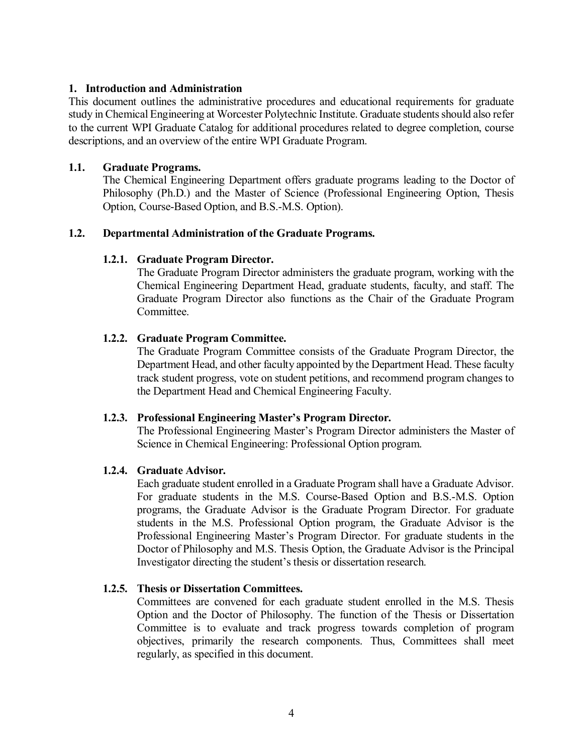## 1. Introduction and Administration

This document outlines the administrative procedures and educational requirements for graduate study in Chemical Engineering at Worcester Polytechnic Institute. Graduate students should also refer to the current WPI Graduate Catalog for additional procedures related to degree completion, course descriptions, and an overview of the entire WPI Graduate Program.

### 1.1. Graduate Programs.

The Chemical Engineering Department offers graduate programs leading to the Doctor of Philosophy (Ph.D.) and the Master of Science (Professional Engineering Option, Thesis Option, Course-Based Option, and B.S.-M.S. Option).

### 1.2. Departmental Administration of the Graduate Programs.

#### 1.2.1. Graduate Program Director.

The Graduate Program Director administers the graduate program, working with the Chemical Engineering Department Head, graduate students, faculty, and staff. The Graduate Program Director also functions as the Chair of the Graduate Program Committee.

#### 1.2.2. Graduate Program Committee.

The Graduate Program Committee consists of the Graduate Program Director, the Department Head, and other faculty appointed by the Department Head. These faculty track student progress, vote on student petitions, and recommend program changes to the Department Head and Chemical Engineering Faculty.

#### 1.2.3. Professional Engineering Master's Program Director.

The Professional Engineering Master's Program Director administers the Master of Science in Chemical Engineering: Professional Option program.

#### 1.2.4. Graduate Advisor.

Each graduate student enrolled in a Graduate Program shall have a Graduate Advisor. For graduate students in the M.S. Course-Based Option and B.S.-M.S. Option programs, the Graduate Advisor is the Graduate Program Director. For graduate students in the M.S. Professional Option program, the Graduate Advisor is the Professional Engineering Master's Program Director. For graduate students in the Doctor of Philosophy and M.S. Thesis Option, the Graduate Advisor is the Principal Investigator directing the student's thesis or dissertation research.

#### 1.2.5. Thesis or Dissertation Committees.

Committees are convened for each graduate student enrolled in the M.S. Thesis Option and the Doctor of Philosophy. The function of the Thesis or Dissertation Committee is to evaluate and track progress towards completion of program objectives, primarily the research components. Thus, Committees shall meet regularly, as specified in this document.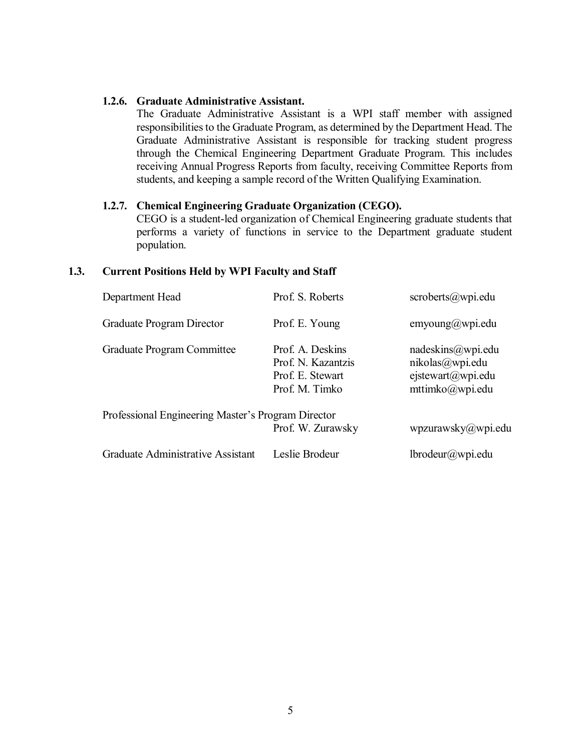#### 1.2.6. Graduate Administrative Assistant.

The Graduate Administrative Assistant is a WPI staff member with assigned responsibilities to the Graduate Program, as determined by the Department Head. The Graduate Administrative Assistant is responsible for tracking student progress through the Chemical Engineering Department Graduate Program. This includes receiving Annual Progress Reports from faculty, receiving Committee Reports from students, and keeping a sample record of the Written Qualifying Examination.

#### 1.2.7. Chemical Engineering Graduate Organization (CEGO).

CEGO is a student-led organization of Chemical Engineering graduate students that performs a variety of functions in service to the Department graduate student population.

### 1.3. Current Positions Held by WPI Faculty and Staff

| Position | Name | Email |
|---|---|---|
| Department Head | Prof. S. Roberts | scroberts@wpi.edu |
| Graduate Program Director | Prof. E. Young | emyoung@wpi.edu |
| Graduate Program Committee | Prof. A. Deskins | nadeskins@wpi.edu |
| | Prof. N. Kazantzis | nikolas@wpi.edu |
| | Prof. E. Stewart | ejstewart@wpi.edu |
| | Prof. M. Timko | mttimko@wpi.edu |
| Professional Engineering Master's Program Director | Prof. W. Zurawsky | wpzurawsky@wpi.edu |
| Graduate Administrative Assistant | Leslie Brodeur | lbrodeur@wpi.edu |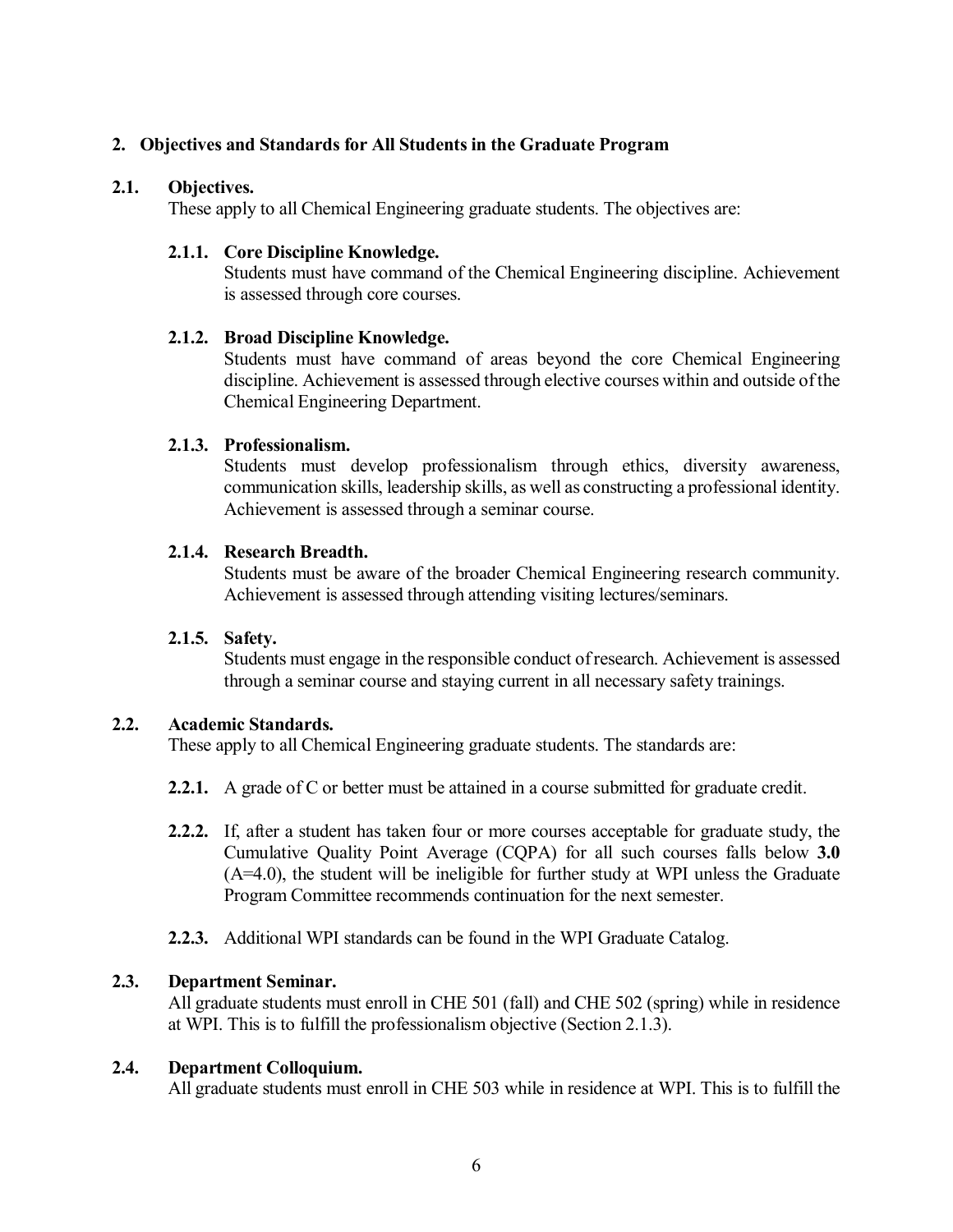## 2. Objectives and Standards for All Students in the Graduate Program

### 2.1. Objectives.

These apply to all Chemical Engineering graduate students. The objectives are:

#### 2.1.1. Core Discipline Knowledge.

Students must have command of the Chemical Engineering discipline. Achievement is assessed through core courses.

#### 2.1.2. Broad Discipline Knowledge.

Students must have command of areas beyond the core Chemical Engineering discipline. Achievement is assessed through elective courses within and outside of the Chemical Engineering Department.

#### 2.1.3. Professionalism.

Students must develop professionalism through ethics, diversity awareness, communication skills, leadership skills, as well as constructing a professional identity. Achievement is assessed through a seminar course.

#### 2.1.4. Research Breadth.

Students must be aware of the broader Chemical Engineering research community. Achievement is assessed through attending visiting lectures/seminars.

#### 2.1.5. Safety.

Students must engage in the responsible conduct of research. Achievement is assessed through a seminar course and staying current in all necessary safety trainings.

### 2.2. Academic Standards.

These apply to all Chemical Engineering graduate students. The standards are:

**2.2.1.** A grade of C or better must be attained in a course submitted for graduate credit.

**2.2.2.** If, after a student has taken four or more courses acceptable for graduate study, the Cumulative Quality Point Average (CQPA) for all such courses falls below **3.0** (A=4.0), the student will be ineligible for further study at WPI unless the Graduate Program Committee recommends continuation for the next semester.

**2.2.3.** Additional WPI standards can be found in the WPI Graduate Catalog.

### 2.3. Department Seminar.

All graduate students must enroll in CHE 501 (fall) and CHE 502 (spring) while in residence at WPI. This is to fulfill the professionalism objective (Section 2.1.3).

### 2.4. Department Colloquium.

All graduate students must enroll in CHE 503 while in residence at WPI. This is to fulfill the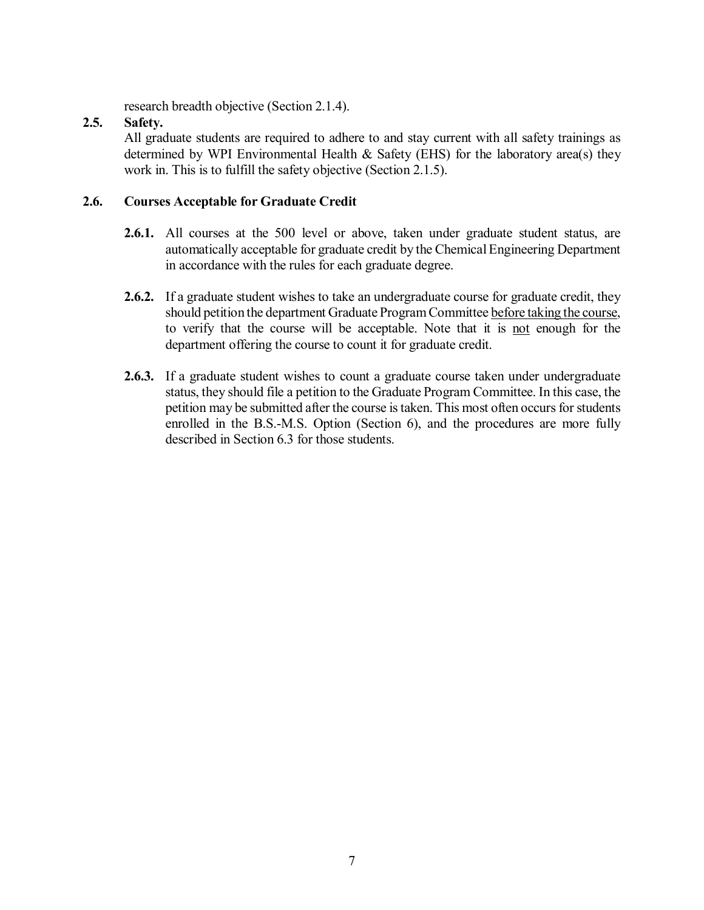research breadth objective (Section 2.1.4).

### 2.5. Safety.

All graduate students are required to adhere to and stay current with all safety trainings as determined by WPI Environmental Health & Safety (EHS) for the laboratory area(s) they work in. This is to fulfill the safety objective (Section 2.1.5).

### 2.6. Courses Acceptable for Graduate Credit

**2.6.1.** All courses at the 500 level or above, taken under graduate student status, are automatically acceptable for graduate credit by the Chemical Engineering Department in accordance with the rules for each graduate degree.

**2.6.2.** If a graduate student wishes to take an undergraduate course for graduate credit, they should petition the department Graduate Program Committee <u>before taking the course</u>, to verify that the course will be acceptable. Note that it is <u>not</u> enough for the department offering the course to count it for graduate credit.

**2.6.3.** If a graduate student wishes to count a graduate course taken under undergraduate status, they should file a petition to the Graduate Program Committee. In this case, the petition may be submitted after the course is taken. This most often occurs for students enrolled in the B.S.-M.S. Option (Section 6), and the procedures are more fully described in Section 6.3 for those students.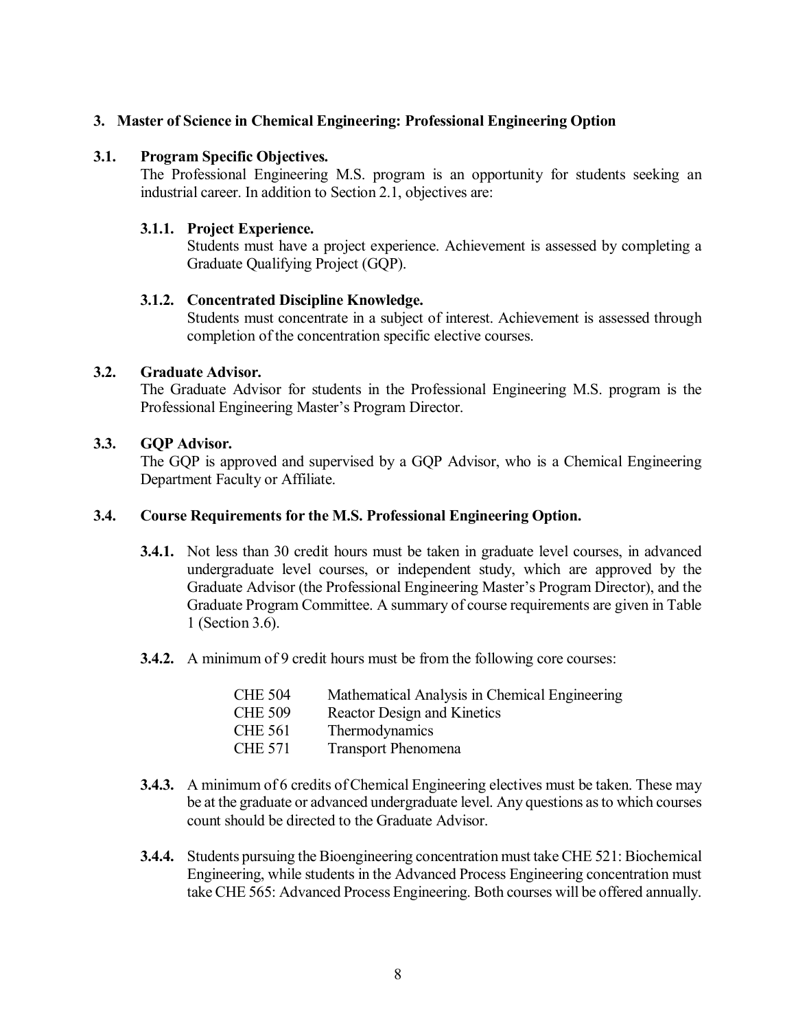## 3. Master of Science in Chemical Engineering: Professional Engineering Option

### 3.1. Program Specific Objectives.

The Professional Engineering M.S. program is an opportunity for students seeking an industrial career. In addition to Section 2.1, objectives are:

#### 3.1.1. Project Experience.

Students must have a project experience. Achievement is assessed by completing a Graduate Qualifying Project (GQP).

#### 3.1.2. Concentrated Discipline Knowledge.

Students must concentrate in a subject of interest. Achievement is assessed through completion of the concentration specific elective courses.

### 3.2. Graduate Advisor.

The Graduate Advisor for students in the Professional Engineering M.S. program is the Professional Engineering Master's Program Director.

### 3.3. GQP Advisor.

The GQP is approved and supervised by a GQP Advisor, who is a Chemical Engineering Department Faculty or Affiliate.

### 3.4. Course Requirements for the M.S. Professional Engineering Option.

**3.4.1.** Not less than 30 credit hours must be taken in graduate level courses, in advanced undergraduate level courses, or independent study, which are approved by the Graduate Advisor (the Professional Engineering Master's Program Director), and the Graduate Program Committee. A summary of course requirements are given in Table 1 (Section 3.6).

**3.4.2.** A minimum of 9 credit hours must be from the following core courses:

| | |
|---|---|
| CHE 504 | Mathematical Analysis in Chemical Engineering |
| CHE 509 | Reactor Design and Kinetics |
| CHE 561 | Thermodynamics |
| CHE 571 | Transport Phenomena |

**3.4.3.** A minimum of 6 credits of Chemical Engineering electives must be taken. These may be at the graduate or advanced undergraduate level. Any questions as to which courses count should be directed to the Graduate Advisor.

**3.4.4.** Students pursuing the Bioengineering concentration must take CHE 521: Biochemical Engineering, while students in the Advanced Process Engineering concentration must take CHE 565: Advanced Process Engineering. Both courses will be offered annually.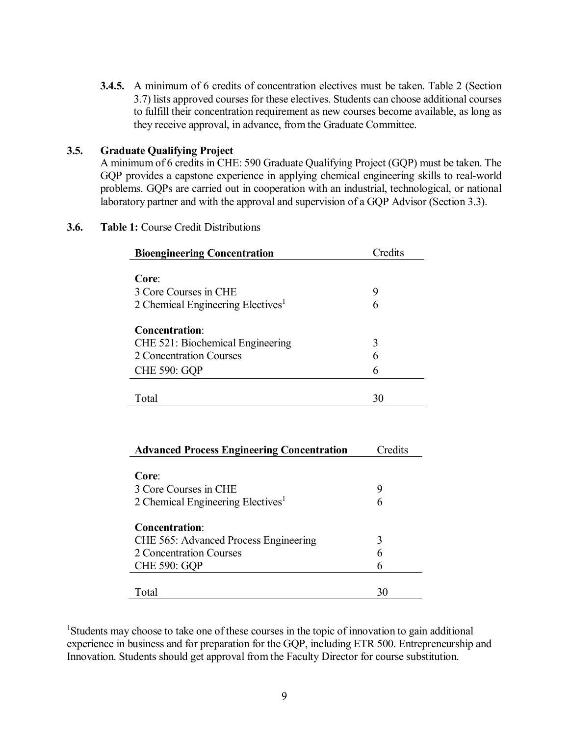**3.4.5.** A minimum of 6 credits of concentration electives must be taken. Table 2 (Section 3.7) lists approved courses for these electives. Students can choose additional courses to fulfill their concentration requirement as new courses become available, as long as they receive approval, in advance, from the Graduate Committee.

### 3.5. Graduate Qualifying Project

A minimum of 6 credits in CHE: 590 Graduate Qualifying Project (GQP) must be taken. The GQP provides a capstone experience in applying chemical engineering skills to real-world problems. GQPs are carried out in cooperation with an industrial, technological, or national laboratory partner and with the approval and supervision of a GQP Advisor (Section 3.3).

### 3.6. Table 1: Course Credit Distributions

| **Bioengineering Concentration** | Credits |
|---|---|
| **Core**: | |
| 3 Core Courses in CHE | 9 |
| 2 Chemical Engineering Electives[1] | 6 |
| **Concentration**: | |
| CHE 521: Biochemical Engineering | 3 |
| 2 Concentration Courses | 6 |
| CHE 590: GQP | 6 |
| Total | 30 |

| **Advanced Process Engineering Concentration** | Credits |
|---|---|
| **Core**: | |
| 3 Core Courses in CHE | 9 |
| 2 Chemical Engineering Electives[1] | 6 |
| **Concentration**: | |
| CHE 565: Advanced Process Engineering | 3 |
| 2 Concentration Courses | 6 |
| CHE 590: GQP | 6 |
| Total | 30 |

[1]Students may choose to take one of these courses in the topic of innovation to gain additional experience in business and for preparation for the GQP, including ETR 500. Entrepreneurship and Innovation. Students should get approval from the Faculty Director for course substitution.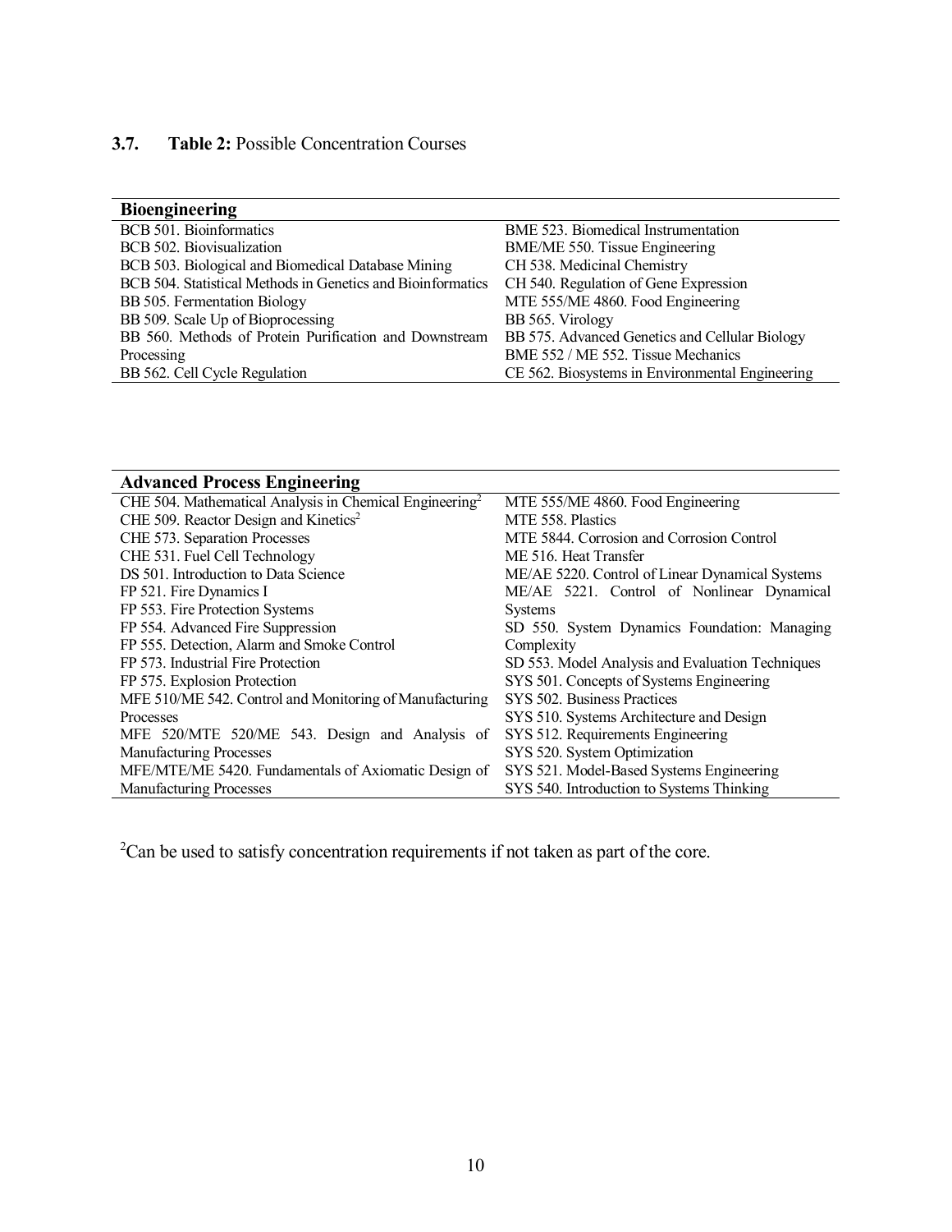### 3.7. **Table 2:** Possible Concentration Courses

| **Bioengineering** | |
|---|---|
| BCB 501. Bioinformatics | BME 523. Biomedical Instrumentation |
| BCB 502. Biovisualization | BME/ME 550. Tissue Engineering |
| BCB 503. Biological and Biomedical Database Mining | CH 538. Medicinal Chemistry |
| BCB 504. Statistical Methods in Genetics and Bioinformatics | CH 540. Regulation of Gene Expression |
| BB 505. Fermentation Biology | MTE 555/ME 4860. Food Engineering |
| BB 509. Scale Up of Bioprocessing | BB 565. Virology |
| BB 560. Methods of Protein Purification and Downstream Processing | BB 575. Advanced Genetics and Cellular Biology |
| BB 562. Cell Cycle Regulation | BME 552 / ME 552. Tissue Mechanics |
| | CE 562. Biosystems in Environmental Engineering |

| **Advanced Process Engineering** | |
|---|---|
| CHE 504. Mathematical Analysis in Chemical Engineering[2] | MTE 555/ME 4860. Food Engineering |
| CHE 509. Reactor Design and Kinetics[2] | MTE 558. Plastics |
| CHE 573. Separation Processes | MTE 5844. Corrosion and Corrosion Control |
| CHE 531. Fuel Cell Technology | ME 516. Heat Transfer |
| DS 501. Introduction to Data Science | ME/AE 5220. Control of Linear Dynamical Systems |
| FP 521. Fire Dynamics I | ME/AE 5221. Control of Nonlinear Dynamical Systems |
| FP 553. Fire Protection Systems | SD 550. System Dynamics Foundation: Managing Complexity |
| FP 554. Advanced Fire Suppression | SD 553. Model Analysis and Evaluation Techniques |
| FP 555. Detection, Alarm and Smoke Control | SYS 501. Concepts of Systems Engineering |
| FP 573. Industrial Fire Protection | SYS 502. Business Practices |
| FP 575. Explosion Protection | SYS 510. Systems Architecture and Design |
| MFE 510/ME 542. Control and Monitoring of Manufacturing Processes | SYS 512. Requirements Engineering |
| MFE 520/MTE 520/ME 543. Design and Analysis of Manufacturing Processes | SYS 520. System Optimization |
| MFE/MTE/ME 5420. Fundamentals of Axiomatic Design of Manufacturing Processes | SYS 521. Model-Based Systems Engineering |
| | SYS 540. Introduction to Systems Thinking |

[2]Can be used to satisfy concentration requirements if not taken as part of the core.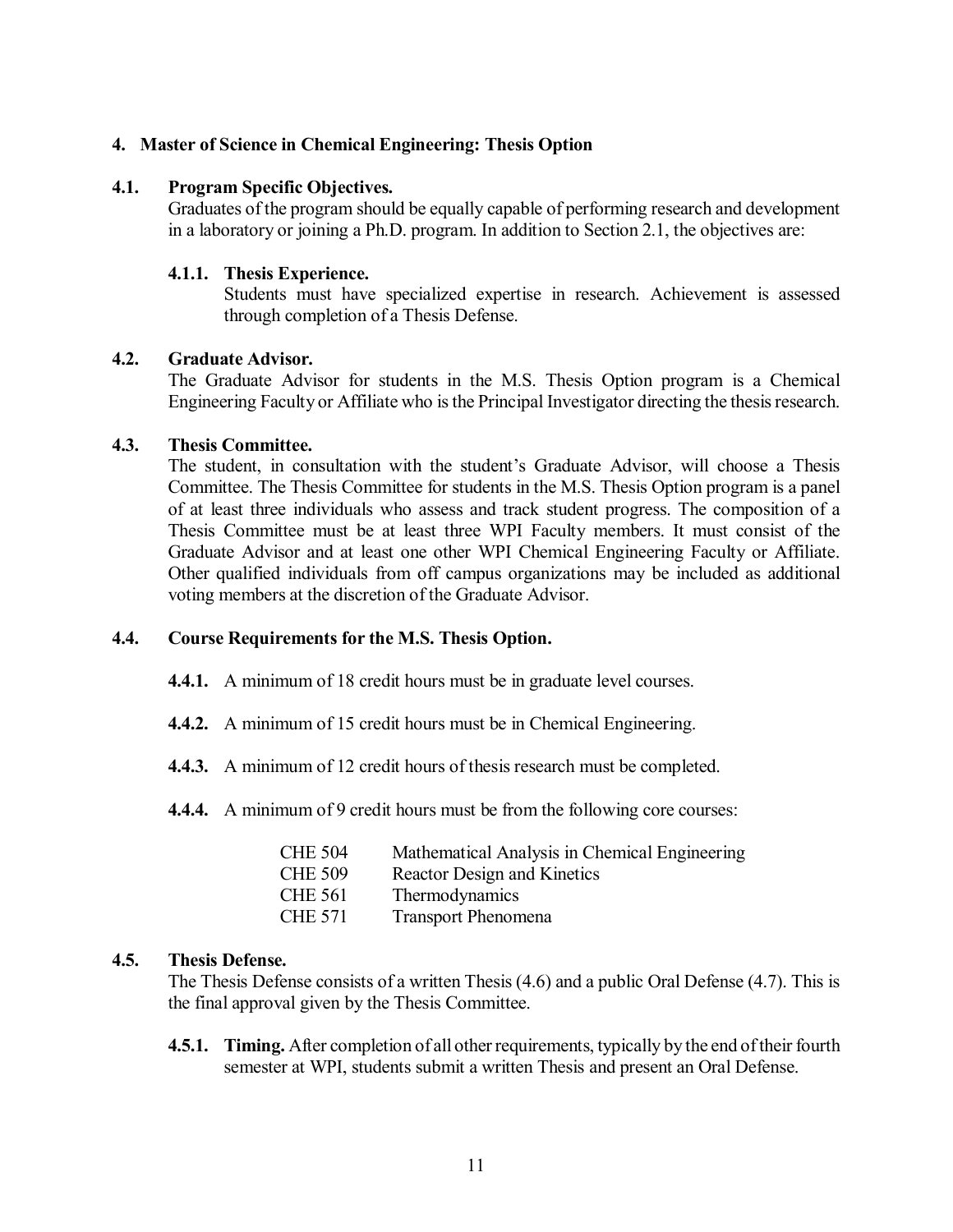## 4. Master of Science in Chemical Engineering: Thesis Option

### 4.1. Program Specific Objectives.

Graduates of the program should be equally capable of performing research and development in a laboratory or joining a Ph.D. program. In addition to Section 2.1, the objectives are:

#### 4.1.1. Thesis Experience.

Students must have specialized expertise in research. Achievement is assessed through completion of a Thesis Defense.

### 4.2. Graduate Advisor.

The Graduate Advisor for students in the M.S. Thesis Option program is a Chemical Engineering Faculty or Affiliate who is the Principal Investigator directing the thesis research.

### 4.3. Thesis Committee.

The student, in consultation with the student's Graduate Advisor, will choose a Thesis Committee. The Thesis Committee for students in the M.S. Thesis Option program is a panel of at least three individuals who assess and track student progress. The composition of a Thesis Committee must be at least three WPI Faculty members. It must consist of the Graduate Advisor and at least one other WPI Chemical Engineering Faculty or Affiliate. Other qualified individuals from off campus organizations may be included as additional voting members at the discretion of the Graduate Advisor.

### 4.4. Course Requirements for the M.S. Thesis Option.

**4.4.1.** A minimum of 18 credit hours must be in graduate level courses.

**4.4.2.** A minimum of 15 credit hours must be in Chemical Engineering.

**4.4.3.** A minimum of 12 credit hours of thesis research must be completed.

**4.4.4.** A minimum of 9 credit hours must be from the following core courses:

| | |
|---|---|
| CHE 504 | Mathematical Analysis in Chemical Engineering |
| CHE 509 | Reactor Design and Kinetics |
| CHE 561 | Thermodynamics |
| CHE 571 | Transport Phenomena |

### 4.5. Thesis Defense.

The Thesis Defense consists of a written Thesis (4.6) and a public Oral Defense (4.7). This is the final approval given by the Thesis Committee.

**4.5.1. Timing.** After completion of all other requirements, typically by the end of their fourth semester at WPI, students submit a written Thesis and present an Oral Defense.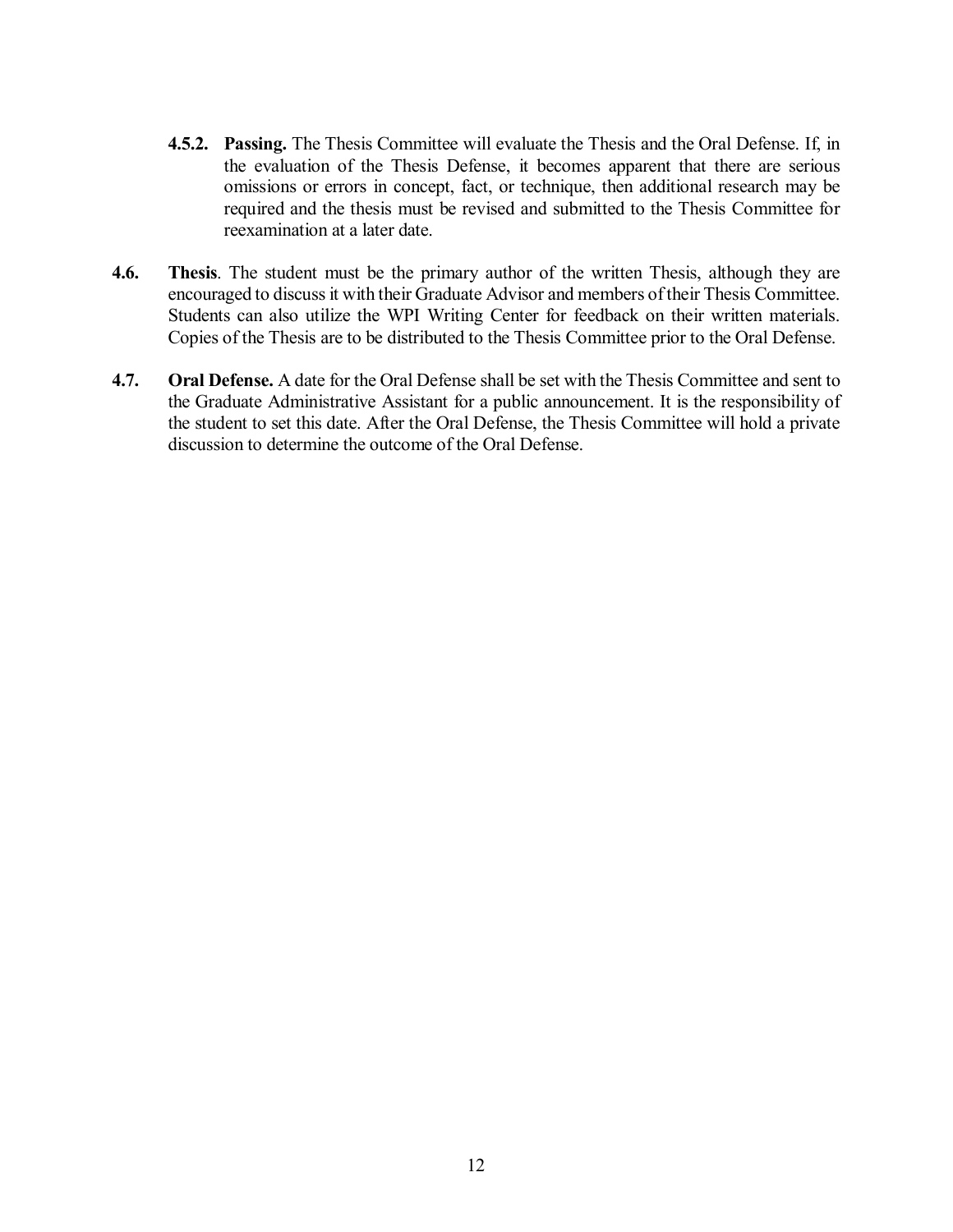**4.5.2. Passing.** The Thesis Committee will evaluate the Thesis and the Oral Defense. If, in the evaluation of the Thesis Defense, it becomes apparent that there are serious omissions or errors in concept, fact, or technique, then additional research may be required and the thesis must be revised and submitted to the Thesis Committee for reexamination at a later date.

**4.6. Thesis**. The student must be the primary author of the written Thesis, although they are encouraged to discuss it with their Graduate Advisor and members of their Thesis Committee. Students can also utilize the WPI Writing Center for feedback on their written materials. Copies of the Thesis are to be distributed to the Thesis Committee prior to the Oral Defense.

**4.7. Oral Defense.** A date for the Oral Defense shall be set with the Thesis Committee and sent to the Graduate Administrative Assistant for a public announcement. It is the responsibility of the student to set this date. After the Oral Defense, the Thesis Committee will hold a private discussion to determine the outcome of the Oral Defense.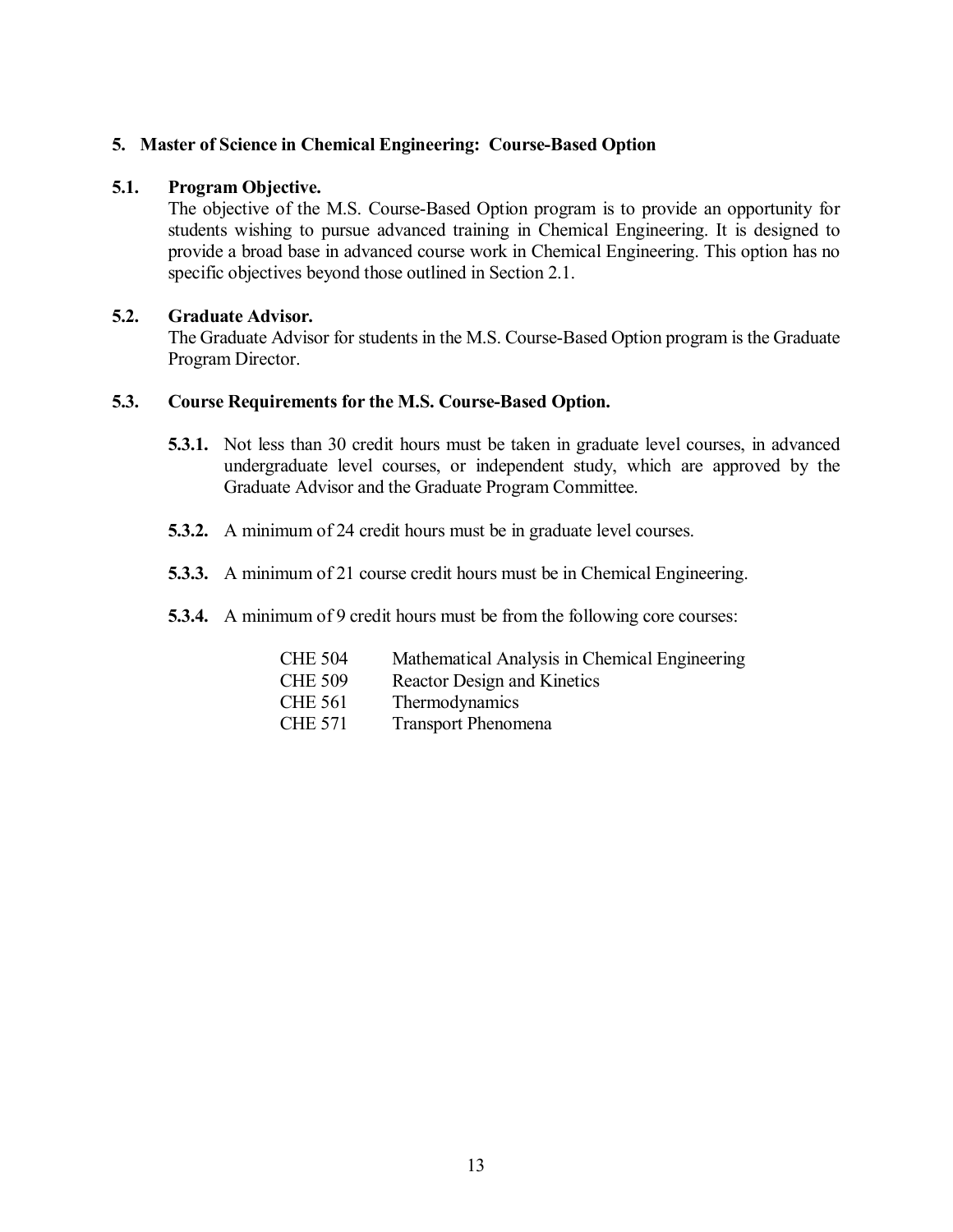## 5. Master of Science in Chemical Engineering: Course-Based Option

### 5.1. Program Objective.

The objective of the M.S. Course-Based Option program is to provide an opportunity for students wishing to pursue advanced training in Chemical Engineering. It is designed to provide a broad base in advanced course work in Chemical Engineering. This option has no specific objectives beyond those outlined in Section 2.1.

### 5.2. Graduate Advisor.

The Graduate Advisor for students in the M.S. Course-Based Option program is the Graduate Program Director.

### 5.3. Course Requirements for the M.S. Course-Based Option.

**5.3.1.** Not less than 30 credit hours must be taken in graduate level courses, in advanced undergraduate level courses, or independent study, which are approved by the Graduate Advisor and the Graduate Program Committee.

**5.3.2.** A minimum of 24 credit hours must be in graduate level courses.

**5.3.3.** A minimum of 21 course credit hours must be in Chemical Engineering.

**5.3.4.** A minimum of 9 credit hours must be from the following core courses:

| | |
|---|---|
| CHE 504 | Mathematical Analysis in Chemical Engineering |
| CHE 509 | Reactor Design and Kinetics |
| CHE 561 | Thermodynamics |
| CHE 571 | Transport Phenomena |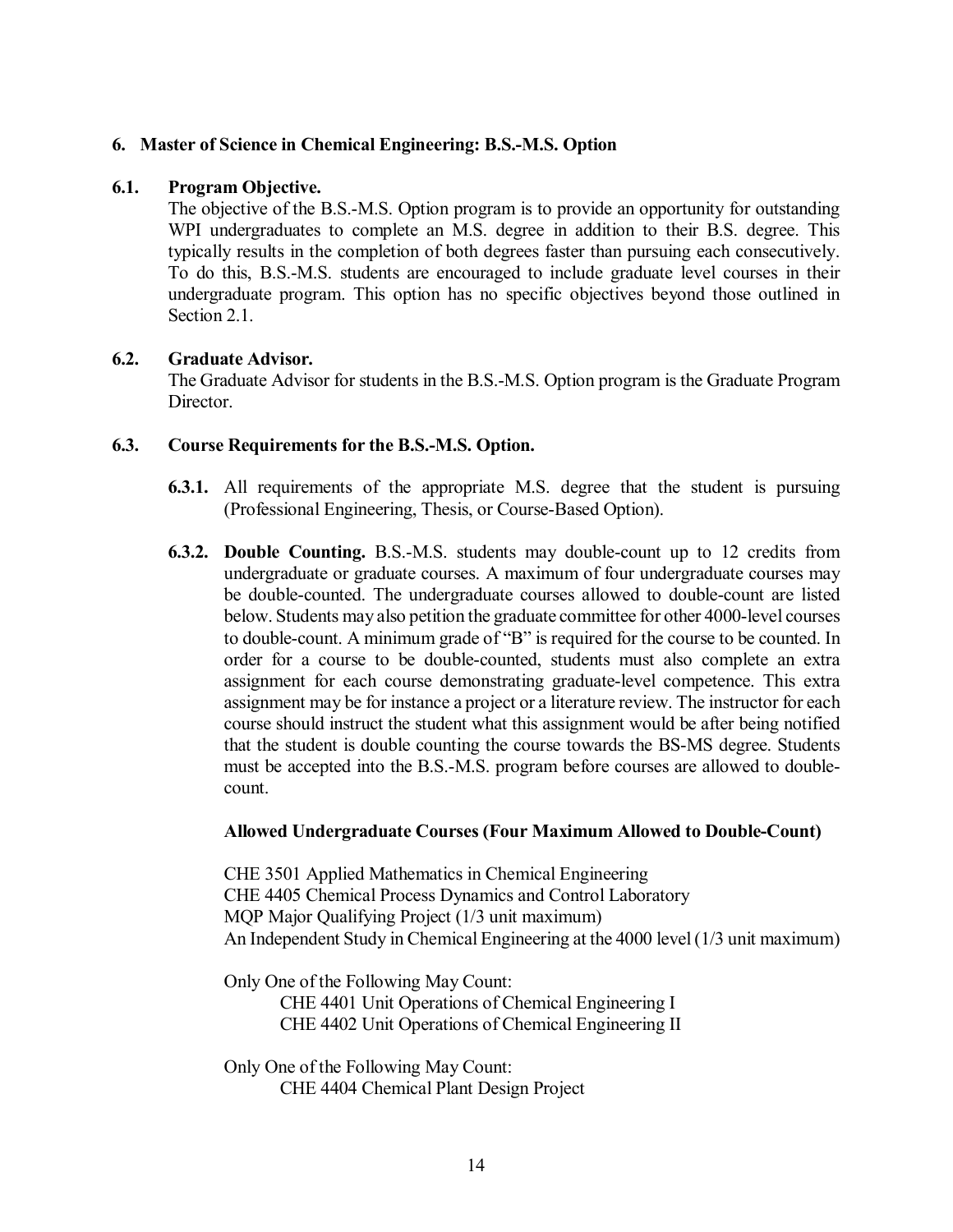## 6. Master of Science in Chemical Engineering: B.S.-M.S. Option

### 6.1. Program Objective.

The objective of the B.S.-M.S. Option program is to provide an opportunity for outstanding WPI undergraduates to complete an M.S. degree in addition to their B.S. degree. This typically results in the completion of both degrees faster than pursuing each consecutively. To do this, B.S.-M.S. students are encouraged to include graduate level courses in their undergraduate program. This option has no specific objectives beyond those outlined in Section 2.1.

### 6.2. Graduate Advisor.

The Graduate Advisor for students in the B.S.-M.S. Option program is the Graduate Program Director.

### 6.3. Course Requirements for the B.S.-M.S. Option.

**6.3.1.** All requirements of the appropriate M.S. degree that the student is pursuing (Professional Engineering, Thesis, or Course-Based Option).

**6.3.2. Double Counting.** B.S.-M.S. students may double-count up to 12 credits from undergraduate or graduate courses. A maximum of four undergraduate courses may be double-counted. The undergraduate courses allowed to double-count are listed below. Students may also petition the graduate committee for other 4000-level courses to double-count. A minimum grade of "B" is required for the course to be counted. In order for a course to be double-counted, students must also complete an extra assignment for each course demonstrating graduate-level competence. This extra assignment may be for instance a project or a literature review. The instructor for each course should instruct the student what this assignment would be after being notified that the student is double counting the course towards the BS-MS degree. Students must be accepted into the B.S.-M.S. program before courses are allowed to double-count.

**Allowed Undergraduate Courses (Four Maximum Allowed to Double-Count)**

CHE 3501 Applied Mathematics in Chemical Engineering
CHE 4405 Chemical Process Dynamics and Control Laboratory
MQP Major Qualifying Project (1/3 unit maximum)
An Independent Study in Chemical Engineering at the 4000 level (1/3 unit maximum)

Only One of the Following May Count:
- CHE 4401 Unit Operations of Chemical Engineering I
- CHE 4402 Unit Operations of Chemical Engineering II

Only One of the Following May Count:
- CHE 4404 Chemical Plant Design Project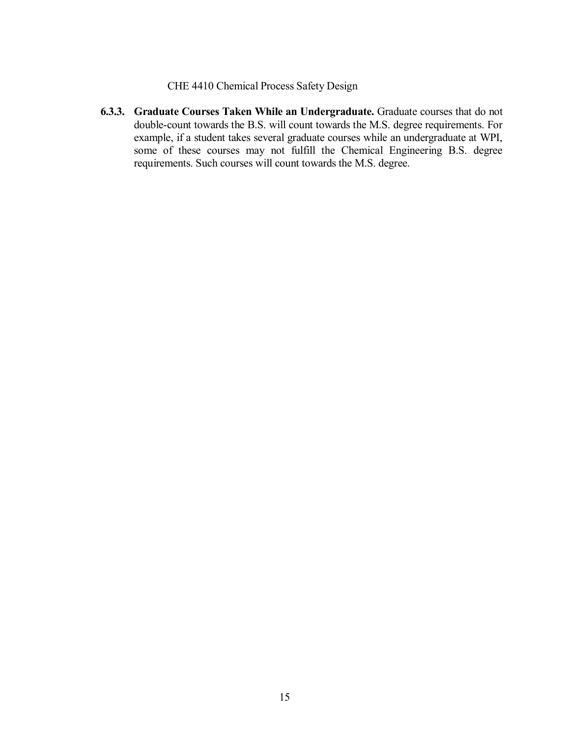CHE 4410 Chemical Process Safety Design

**6.3.3. Graduate Courses Taken While an Undergraduate.** Graduate courses that do not double-count towards the B.S. will count towards the M.S. degree requirements. For example, if a student takes several graduate courses while an undergraduate at WPI, some of these courses may not fulfill the Chemical Engineering B.S. degree requirements. Such courses will count towards the M.S. degree.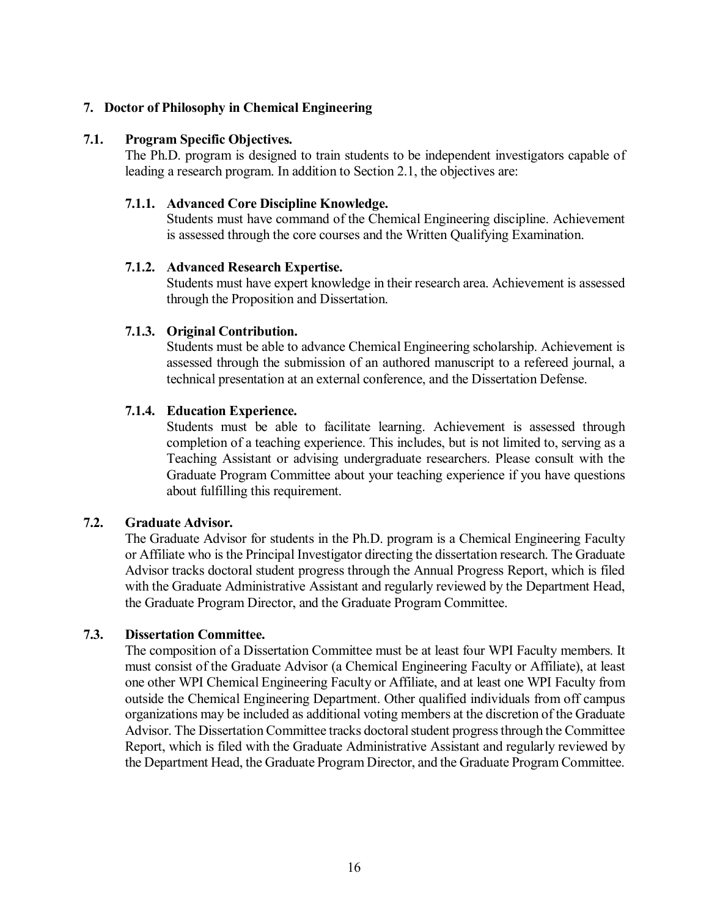# 7. Doctor of Philosophy in Chemical Engineering

## 7.1. Program Specific Objectives.

The Ph.D. program is designed to train students to be independent investigators capable of leading a research program. In addition to Section 2.1, the objectives are:

### 7.1.1. Advanced Core Discipline Knowledge.

Students must have command of the Chemical Engineering discipline. Achievement is assessed through the core courses and the Written Qualifying Examination.

### 7.1.2. Advanced Research Expertise.

Students must have expert knowledge in their research area. Achievement is assessed through the Proposition and Dissertation.

### 7.1.3. Original Contribution.

Students must be able to advance Chemical Engineering scholarship. Achievement is assessed through the submission of an authored manuscript to a refereed journal, a technical presentation at an external conference, and the Dissertation Defense.

### 7.1.4. Education Experience.

Students must be able to facilitate learning. Achievement is assessed through completion of a teaching experience. This includes, but is not limited to, serving as a Teaching Assistant or advising undergraduate researchers. Please consult with the Graduate Program Committee about your teaching experience if you have questions about fulfilling this requirement.

## 7.2. Graduate Advisor.

The Graduate Advisor for students in the Ph.D. program is a Chemical Engineering Faculty or Affiliate who is the Principal Investigator directing the dissertation research. The Graduate Advisor tracks doctoral student progress through the Annual Progress Report, which is filed with the Graduate Administrative Assistant and regularly reviewed by the Department Head, the Graduate Program Director, and the Graduate Program Committee.

## 7.3. Dissertation Committee.

The composition of a Dissertation Committee must be at least four WPI Faculty members. It must consist of the Graduate Advisor (a Chemical Engineering Faculty or Affiliate), at least one other WPI Chemical Engineering Faculty or Affiliate, and at least one WPI Faculty from outside the Chemical Engineering Department. Other qualified individuals from off campus organizations may be included as additional voting members at the discretion of the Graduate Advisor. The Dissertation Committee tracks doctoral student progress through the Committee Report, which is filed with the Graduate Administrative Assistant and regularly reviewed by the Department Head, the Graduate Program Director, and the Graduate Program Committee.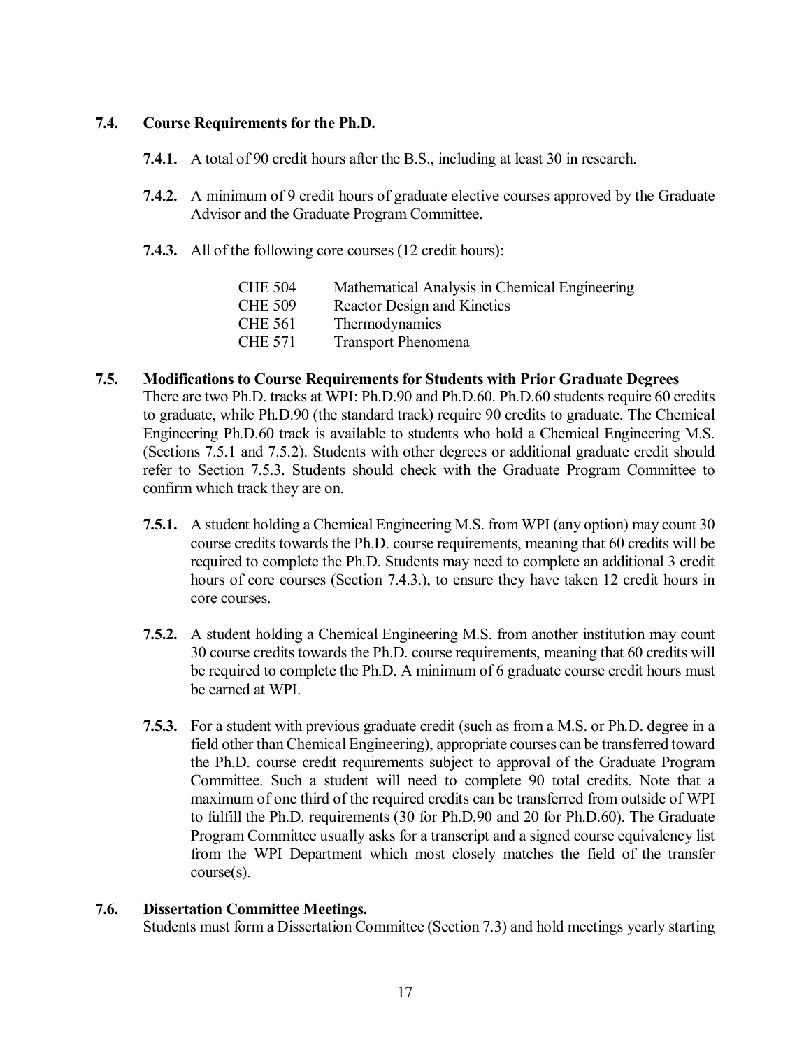### 7.4. Course Requirements for the Ph.D.

**7.4.1.** A total of 90 credit hours after the B.S., including at least 30 in research.

**7.4.2.** A minimum of 9 credit hours of graduate elective courses approved by the Graduate Advisor and the Graduate Program Committee.

**7.4.3.** All of the following core courses (12 credit hours):

| | |
|---|---|
| CHE 504 | Mathematical Analysis in Chemical Engineering |
| CHE 509 | Reactor Design and Kinetics |
| CHE 561 | Thermodynamics |
| CHE 571 | Transport Phenomena |

### 7.5. Modifications to Course Requirements for Students with Prior Graduate Degrees

There are two Ph.D. tracks at WPI: Ph.D.90 and Ph.D.60. Ph.D.60 students require 60 credits to graduate, while Ph.D.90 (the standard track) require 90 credits to graduate. The Chemical Engineering Ph.D.60 track is available to students who hold a Chemical Engineering M.S. (Sections 7.5.1 and 7.5.2). Students with other degrees or additional graduate credit should refer to Section 7.5.3. Students should check with the Graduate Program Committee to confirm which track they are on.

**7.5.1.** A student holding a Chemical Engineering M.S. from WPI (any option) may count 30 course credits towards the Ph.D. course requirements, meaning that 60 credits will be required to complete the Ph.D. Students may need to complete an additional 3 credit hours of core courses (Section 7.4.3.), to ensure they have taken 12 credit hours in core courses.

**7.5.2.** A student holding a Chemical Engineering M.S. from another institution may count 30 course credits towards the Ph.D. course requirements, meaning that 60 credits will be required to complete the Ph.D. A minimum of 6 graduate course credit hours must be earned at WPI.

**7.5.3.** For a student with previous graduate credit (such as from a M.S. or Ph.D. degree in a field other than Chemical Engineering), appropriate courses can be transferred toward the Ph.D. course credit requirements subject to approval of the Graduate Program Committee. Such a student will need to complete 90 total credits. Note that a maximum of one third of the required credits can be transferred from outside of WPI to fulfill the Ph.D. requirements (30 for Ph.D.90 and 20 for Ph.D.60). The Graduate Program Committee usually asks for a transcript and a signed course equivalency list from the WPI Department which most closely matches the field of the transfer course(s).

### 7.6. Dissertation Committee Meetings.

Students must form a Dissertation Committee (Section 7.3) and hold meetings yearly starting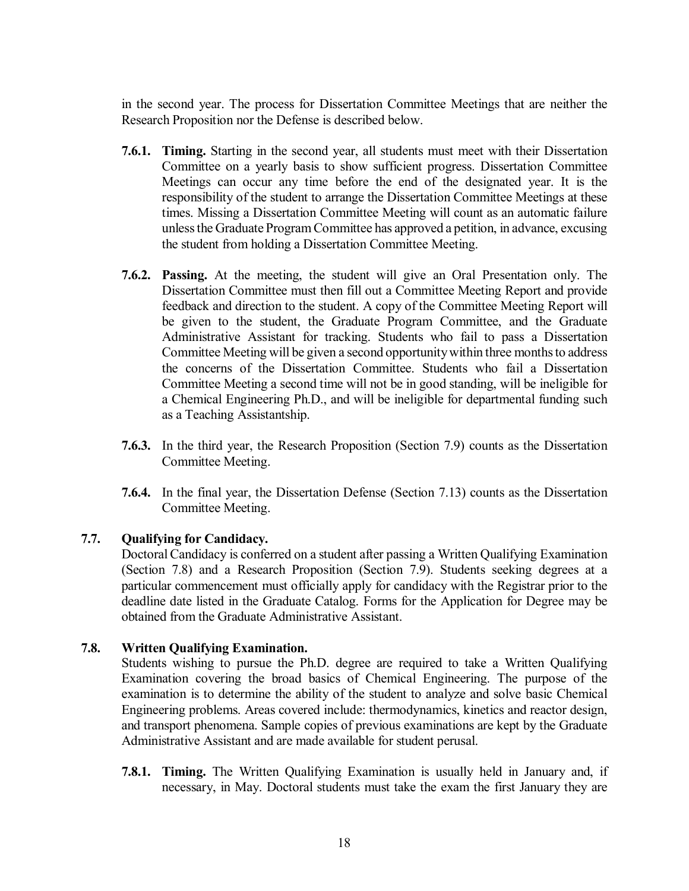in the second year. The process for Dissertation Committee Meetings that are neither the Research Proposition nor the Defense is described below.

- **7.6.1. Timing.** Starting in the second year, all students must meet with their Dissertation Committee on a yearly basis to show sufficient progress. Dissertation Committee Meetings can occur any time before the end of the designated year. It is the responsibility of the student to arrange the Dissertation Committee Meetings at these times. Missing a Dissertation Committee Meeting will count as an automatic failure unless the Graduate Program Committee has approved a petition, in advance, excusing the student from holding a Dissertation Committee Meeting.

- **7.6.2. Passing.** At the meeting, the student will give an Oral Presentation only. The Dissertation Committee must then fill out a Committee Meeting Report and provide feedback and direction to the student. A copy of the Committee Meeting Report will be given to the student, the Graduate Program Committee, and the Graduate Administrative Assistant for tracking. Students who fail to pass a Dissertation Committee Meeting will be given a second opportunity within three months to address the concerns of the Dissertation Committee. Students who fail a Dissertation Committee Meeting a second time will not be in good standing, will be ineligible for a Chemical Engineering Ph.D., and will be ineligible for departmental funding such as a Teaching Assistantship.

- **7.6.3.** In the third year, the Research Proposition (Section 7.9) counts as the Dissertation Committee Meeting.

- **7.6.4.** In the final year, the Dissertation Defense (Section 7.13) counts as the Dissertation Committee Meeting.

### 7.7. Qualifying for Candidacy.

Doctoral Candidacy is conferred on a student after passing a Written Qualifying Examination (Section 7.8) and a Research Proposition (Section 7.9). Students seeking degrees at a particular commencement must officially apply for candidacy with the Registrar prior to the deadline date listed in the Graduate Catalog. Forms for the Application for Degree may be obtained from the Graduate Administrative Assistant.

### 7.8. Written Qualifying Examination.

Students wishing to pursue the Ph.D. degree are required to take a Written Qualifying Examination covering the broad basics of Chemical Engineering. The purpose of the examination is to determine the ability of the student to analyze and solve basic Chemical Engineering problems. Areas covered include: thermodynamics, kinetics and reactor design, and transport phenomena. Sample copies of previous examinations are kept by the Graduate Administrative Assistant and are made available for student perusal.

- **7.8.1. Timing.** The Written Qualifying Examination is usually held in January and, if necessary, in May. Doctoral students must take the exam the first January they are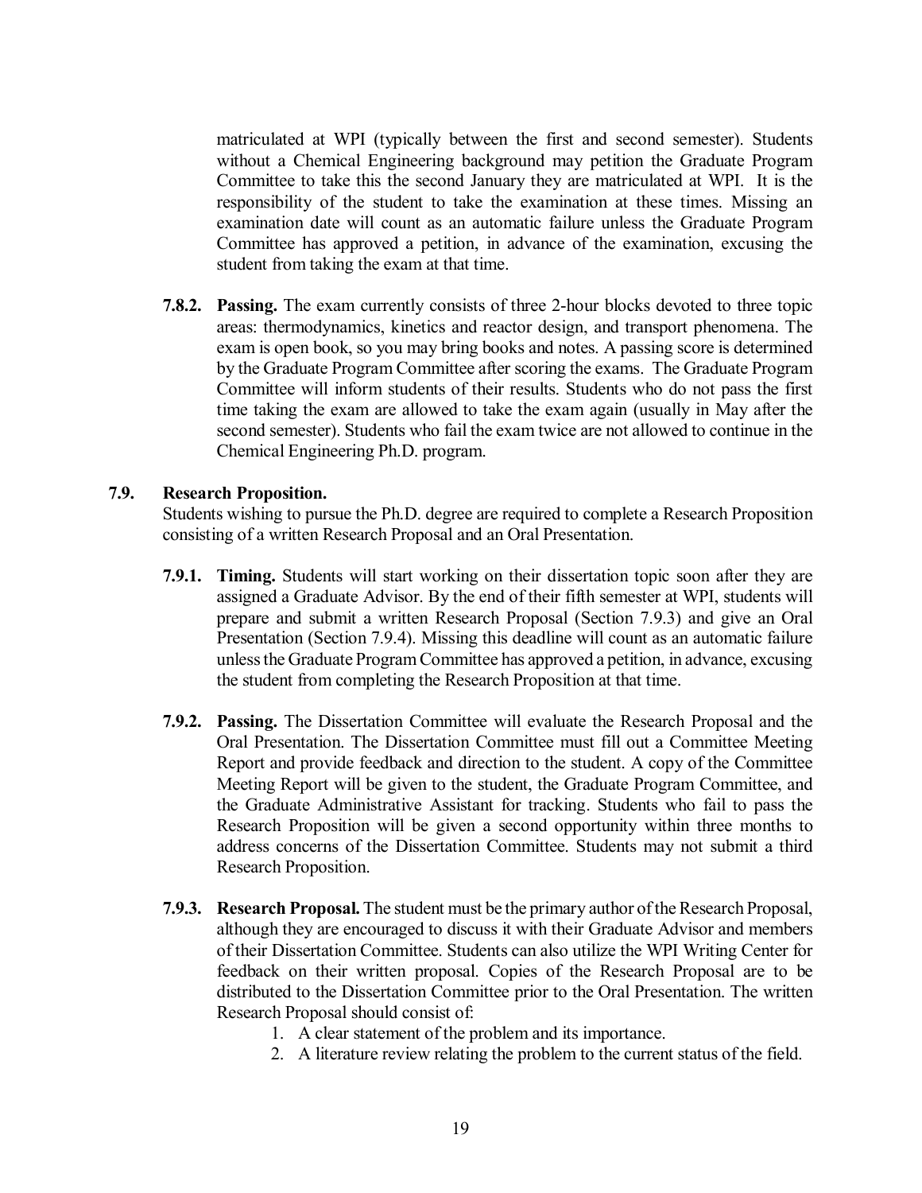matriculated at WPI (typically between the first and second semester). Students without a Chemical Engineering background may petition the Graduate Program Committee to take this the second January they are matriculated at WPI. It is the responsibility of the student to take the examination at these times. Missing an examination date will count as an automatic failure unless the Graduate Program Committee has approved a petition, in advance of the examination, excusing the student from taking the exam at that time.

**7.8.2. Passing.** The exam currently consists of three 2-hour blocks devoted to three topic areas: thermodynamics, kinetics and reactor design, and transport phenomena. The exam is open book, so you may bring books and notes. A passing score is determined by the Graduate Program Committee after scoring the exams. The Graduate Program Committee will inform students of their results. Students who do not pass the first time taking the exam are allowed to take the exam again (usually in May after the second semester). Students who fail the exam twice are not allowed to continue in the Chemical Engineering Ph.D. program.

### 7.9. Research Proposition.

Students wishing to pursue the Ph.D. degree are required to complete a Research Proposition consisting of a written Research Proposal and an Oral Presentation.

**7.9.1. Timing.** Students will start working on their dissertation topic soon after they are assigned a Graduate Advisor. By the end of their fifth semester at WPI, students will prepare and submit a written Research Proposal (Section 7.9.3) and give an Oral Presentation (Section 7.9.4). Missing this deadline will count as an automatic failure unless the Graduate Program Committee has approved a petition, in advance, excusing the student from completing the Research Proposition at that time.

**7.9.2. Passing.** The Dissertation Committee will evaluate the Research Proposal and the Oral Presentation. The Dissertation Committee must fill out a Committee Meeting Report and provide feedback and direction to the student. A copy of the Committee Meeting Report will be given to the student, the Graduate Program Committee, and the Graduate Administrative Assistant for tracking. Students who fail to pass the Research Proposition will be given a second opportunity within three months to address concerns of the Dissertation Committee. Students may not submit a third Research Proposition.

**7.9.3. Research Proposal.** The student must be the primary author of the Research Proposal, although they are encouraged to discuss it with their Graduate Advisor and members of their Dissertation Committee. Students can also utilize the WPI Writing Center for feedback on their written proposal. Copies of the Research Proposal are to be distributed to the Dissertation Committee prior to the Oral Presentation. The written Research Proposal should consist of:

1. A clear statement of the problem and its importance.
2. A literature review relating the problem to the current status of the field.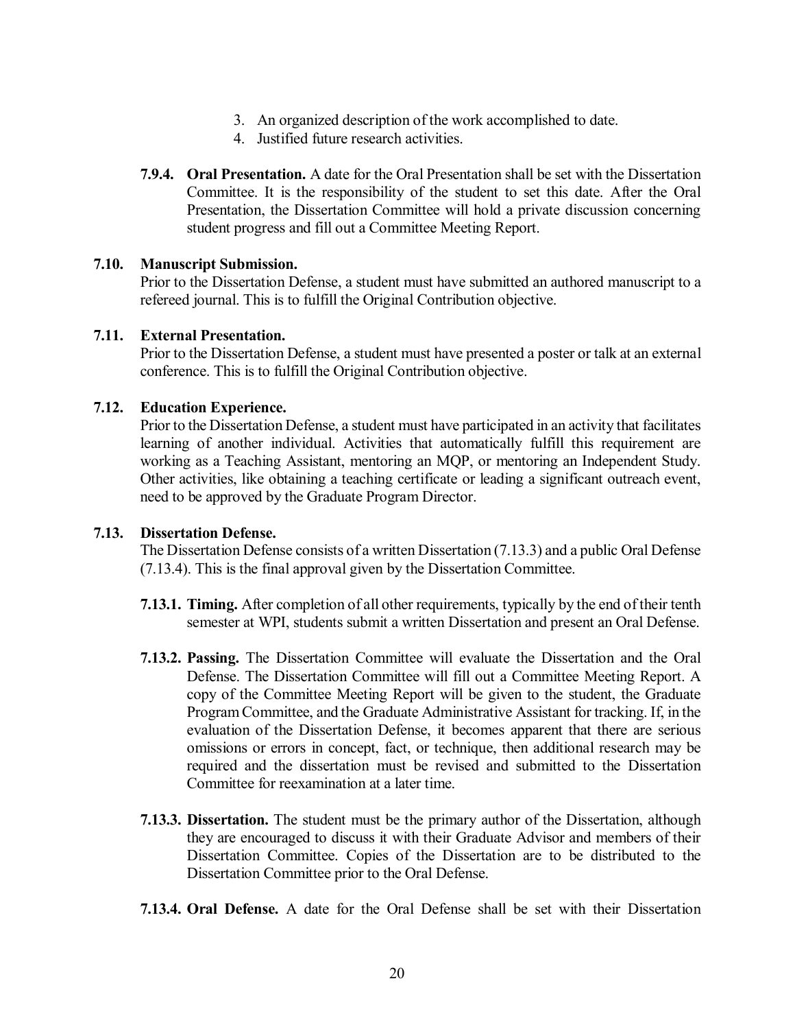3. An organized description of the work accomplished to date.
4. Justified future research activities.

**7.9.4. Oral Presentation.** A date for the Oral Presentation shall be set with the Dissertation Committee. It is the responsibility of the student to set this date. After the Oral Presentation, the Dissertation Committee will hold a private discussion concerning student progress and fill out a Committee Meeting Report.

### 7.10. Manuscript Submission.

Prior to the Dissertation Defense, a student must have submitted an authored manuscript to a refereed journal. This is to fulfill the Original Contribution objective.

### 7.11. External Presentation.

Prior to the Dissertation Defense, a student must have presented a poster or talk at an external conference. This is to fulfill the Original Contribution objective.

### 7.12. Education Experience.

Prior to the Dissertation Defense, a student must have participated in an activity that facilitates learning of another individual. Activities that automatically fulfill this requirement are working as a Teaching Assistant, mentoring an MQP, or mentoring an Independent Study. Other activities, like obtaining a teaching certificate or leading a significant outreach event, need to be approved by the Graduate Program Director.

### 7.13. Dissertation Defense.

The Dissertation Defense consists of a written Dissertation (7.13.3) and a public Oral Defense (7.13.4). This is the final approval given by the Dissertation Committee.

**7.13.1. Timing.** After completion of all other requirements, typically by the end of their tenth semester at WPI, students submit a written Dissertation and present an Oral Defense.

**7.13.2. Passing.** The Dissertation Committee will evaluate the Dissertation and the Oral Defense. The Dissertation Committee will fill out a Committee Meeting Report. A copy of the Committee Meeting Report will be given to the student, the Graduate Program Committee, and the Graduate Administrative Assistant for tracking. If, in the evaluation of the Dissertation Defense, it becomes apparent that there are serious omissions or errors in concept, fact, or technique, then additional research may be required and the dissertation must be revised and submitted to the Dissertation Committee for reexamination at a later time.

**7.13.3. Dissertation.** The student must be the primary author of the Dissertation, although they are encouraged to discuss it with their Graduate Advisor and members of their Dissertation Committee. Copies of the Dissertation are to be distributed to the Dissertation Committee prior to the Oral Defense.

**7.13.4. Oral Defense.** A date for the Oral Defense shall be set with their Dissertation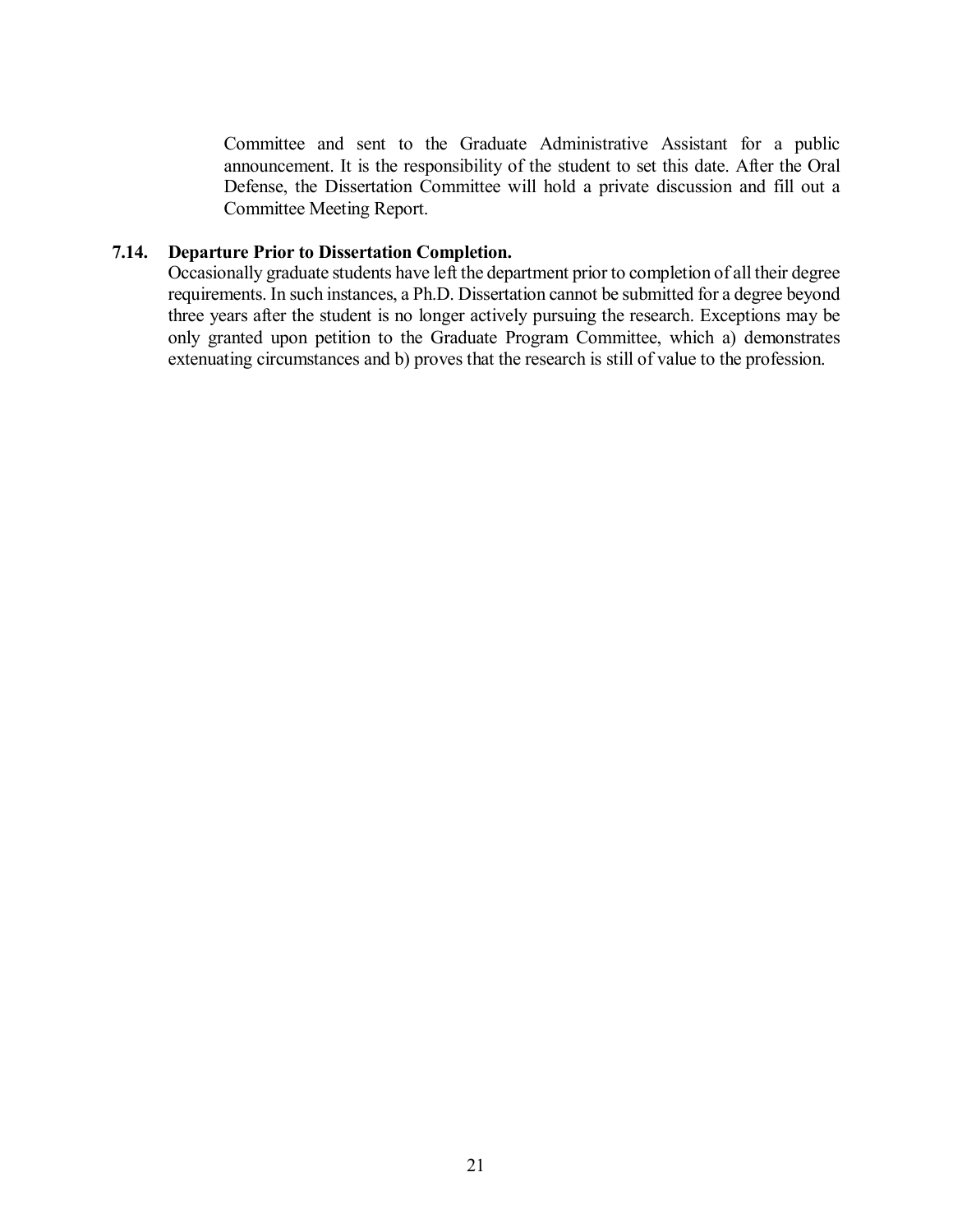Committee and sent to the Graduate Administrative Assistant for a public announcement. It is the responsibility of the student to set this date. After the Oral Defense, the Dissertation Committee will hold a private discussion and fill out a Committee Meeting Report.

**7.14. Departure Prior to Dissertation Completion.**

Occasionally graduate students have left the department prior to completion of all their degree requirements. In such instances, a Ph.D. Dissertation cannot be submitted for a degree beyond three years after the student is no longer actively pursuing the research. Exceptions may be only granted upon petition to the Graduate Program Committee, which a) demonstrates extenuating circumstances and b) proves that the research is still of value to the profession.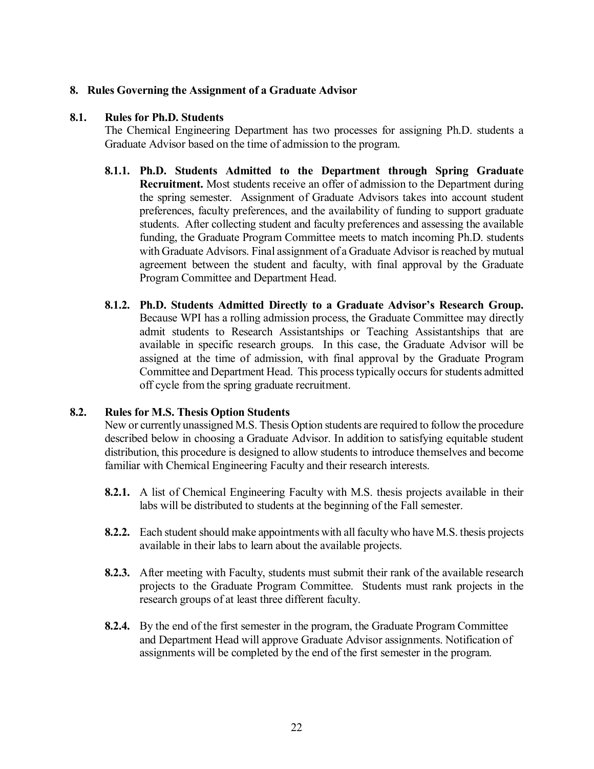## 8. Rules Governing the Assignment of a Graduate Advisor

### 8.1. Rules for Ph.D. Students

The Chemical Engineering Department has two processes for assigning Ph.D. students a Graduate Advisor based on the time of admission to the program.

**8.1.1. Ph.D. Students Admitted to the Department through Spring Graduate Recruitment.** Most students receive an offer of admission to the Department during the spring semester. Assignment of Graduate Advisors takes into account student preferences, faculty preferences, and the availability of funding to support graduate students. After collecting student and faculty preferences and assessing the available funding, the Graduate Program Committee meets to match incoming Ph.D. students with Graduate Advisors. Final assignment of a Graduate Advisor is reached by mutual agreement between the student and faculty, with final approval by the Graduate Program Committee and Department Head.

**8.1.2. Ph.D. Students Admitted Directly to a Graduate Advisor's Research Group.** Because WPI has a rolling admission process, the Graduate Committee may directly admit students to Research Assistantships or Teaching Assistantships that are available in specific research groups. In this case, the Graduate Advisor will be assigned at the time of admission, with final approval by the Graduate Program Committee and Department Head. This process typically occurs for students admitted off cycle from the spring graduate recruitment.

### 8.2. Rules for M.S. Thesis Option Students

New or currently unassigned M.S. Thesis Option students are required to follow the procedure described below in choosing a Graduate Advisor. In addition to satisfying equitable student distribution, this procedure is designed to allow students to introduce themselves and become familiar with Chemical Engineering Faculty and their research interests.

**8.2.1.** A list of Chemical Engineering Faculty with M.S. thesis projects available in their labs will be distributed to students at the beginning of the Fall semester.

**8.2.2.** Each student should make appointments with all faculty who have M.S. thesis projects available in their labs to learn about the available projects.

**8.2.3.** After meeting with Faculty, students must submit their rank of the available research projects to the Graduate Program Committee. Students must rank projects in the research groups of at least three different faculty.

**8.2.4.** By the end of the first semester in the program, the Graduate Program Committee and Department Head will approve Graduate Advisor assignments. Notification of assignments will be completed by the end of the first semester in the program.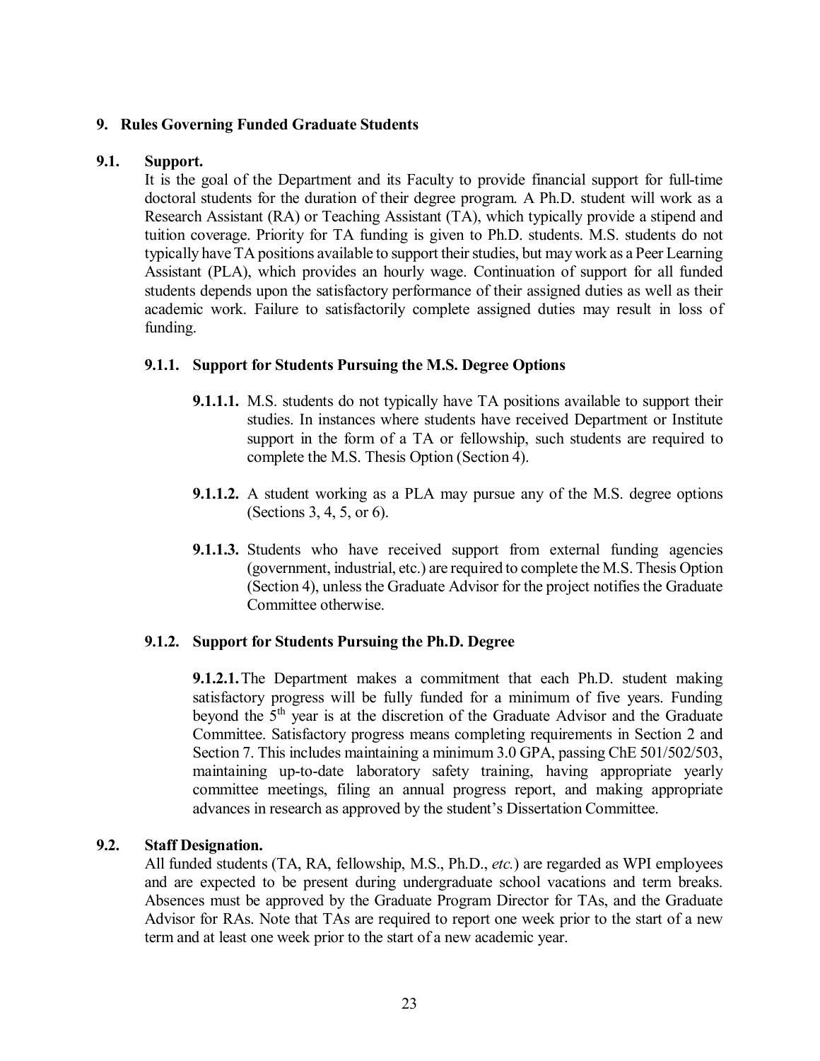## 9. Rules Governing Funded Graduate Students

### 9.1. Support.

It is the goal of the Department and its Faculty to provide financial support for full-time doctoral students for the duration of their degree program. A Ph.D. student will work as a Research Assistant (RA) or Teaching Assistant (TA), which typically provide a stipend and tuition coverage. Priority for TA funding is given to Ph.D. students. M.S. students do not typically have TA positions available to support their studies, but may work as a Peer Learning Assistant (PLA), which provides an hourly wage. Continuation of support for all funded students depends upon the satisfactory performance of their assigned duties as well as their academic work. Failure to satisfactorily complete assigned duties may result in loss of funding.

#### 9.1.1. Support for Students Pursuing the M.S. Degree Options

**9.1.1.1.** M.S. students do not typically have TA positions available to support their studies. In instances where students have received Department or Institute support in the form of a TA or fellowship, such students are required to complete the M.S. Thesis Option (Section 4).

**9.1.1.2.** A student working as a PLA may pursue any of the M.S. degree options (Sections 3, 4, 5, or 6).

**9.1.1.3.** Students who have received support from external funding agencies (government, industrial, etc.) are required to complete the M.S. Thesis Option (Section 4), unless the Graduate Advisor for the project notifies the Graduate Committee otherwise.

#### 9.1.2. Support for Students Pursuing the Ph.D. Degree

**9.1.2.1.** The Department makes a commitment that each Ph.D. student making satisfactory progress will be fully funded for a minimum of five years. Funding beyond the 5th year is at the discretion of the Graduate Advisor and the Graduate Committee. Satisfactory progress means completing requirements in Section 2 and Section 7. This includes maintaining a minimum 3.0 GPA, passing ChE 501/502/503, maintaining up-to-date laboratory safety training, having appropriate yearly committee meetings, filing an annual progress report, and making appropriate advances in research as approved by the student's Dissertation Committee.

### 9.2. Staff Designation.

All funded students (TA, RA, fellowship, M.S., Ph.D., *etc.*) are regarded as WPI employees and are expected to be present during undergraduate school vacations and term breaks. Absences must be approved by the Graduate Program Director for TAs, and the Graduate Advisor for RAs. Note that TAs are required to report one week prior to the start of a new term and at least one week prior to the start of a new academic year.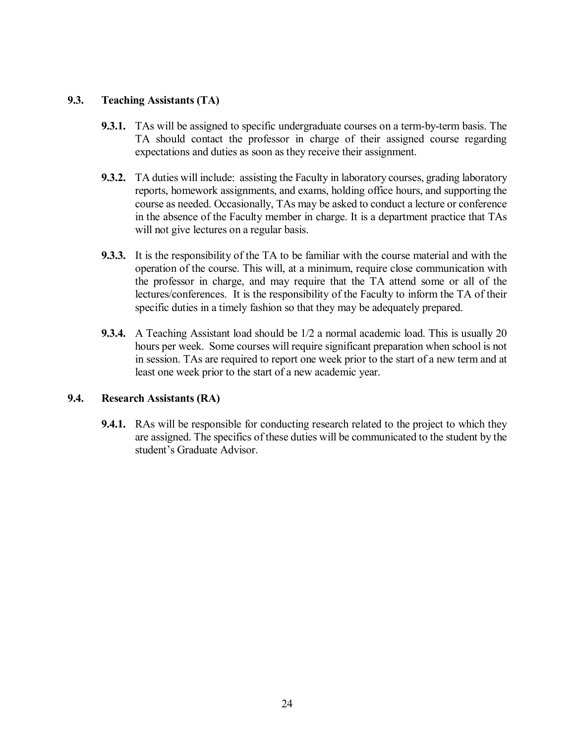### 9.3. Teaching Assistants (TA)

**9.3.1.** TAs will be assigned to specific undergraduate courses on a term-by-term basis. The TA should contact the professor in charge of their assigned course regarding expectations and duties as soon as they receive their assignment.

**9.3.2.** TA duties will include: assisting the Faculty in laboratory courses, grading laboratory reports, homework assignments, and exams, holding office hours, and supporting the course as needed. Occasionally, TAs may be asked to conduct a lecture or conference in the absence of the Faculty member in charge. It is a department practice that TAs will not give lectures on a regular basis.

**9.3.3.** It is the responsibility of the TA to be familiar with the course material and with the operation of the course. This will, at a minimum, require close communication with the professor in charge, and may require that the TA attend some or all of the lectures/conferences. It is the responsibility of the Faculty to inform the TA of their specific duties in a timely fashion so that they may be adequately prepared.

**9.3.4.** A Teaching Assistant load should be 1/2 a normal academic load. This is usually 20 hours per week. Some courses will require significant preparation when school is not in session. TAs are required to report one week prior to the start of a new term and at least one week prior to the start of a new academic year.

### 9.4. Research Assistants (RA)

**9.4.1.** RAs will be responsible for conducting research related to the project to which they are assigned. The specifics of these duties will be communicated to the student by the student's Graduate Advisor.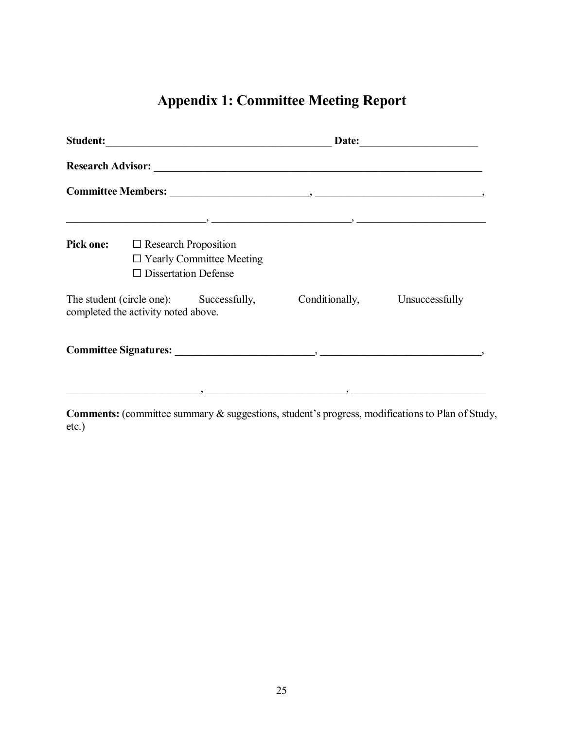# Appendix 1: Committee Meeting Report

**Student:**___________________________________________ **Date:**______________________

**Research Advisor:** ______________________________________________________________

**Committee Members:** __________________________, _______________________________,

__________________________, __________________________, ________________________

**Pick one:** ☐ Research Proposition
☐ Yearly Committee Meeting
☐ Dissertation Defense

The student (circle one): Successfully, Conditionally, Unsuccessfully
completed the activity noted above.

**Committee Signatures:** __________________________, ______________________________,

_________________________, __________________________, _________________________

**Comments:** (committee summary & suggestions, student's progress, modifications to Plan of Study, etc.)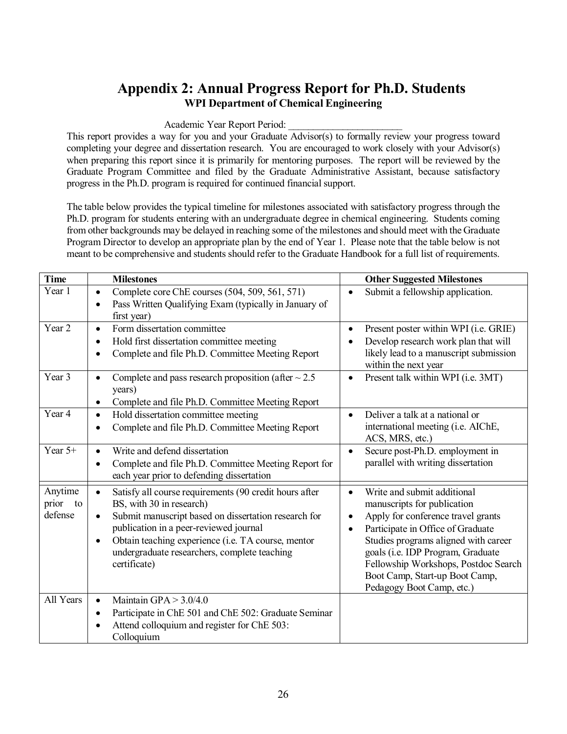# Appendix 2: Annual Progress Report for Ph.D. Students

### WPI Department of Chemical Engineering

Academic Year Report Period: _______________________

This report provides a way for you and your Graduate Advisor(s) to formally review your progress toward completing your degree and dissertation research. You are encouraged to work closely with your Advisor(s) when preparing this report since it is primarily for mentoring purposes. The report will be reviewed by the Graduate Program Committee and filed by the Graduate Administrative Assistant, because satisfactory progress in the Ph.D. program is required for continued financial support.

The table below provides the typical timeline for milestones associated with satisfactory progress through the Ph.D. program for students entering with an undergraduate degree in chemical engineering. Students coming from other backgrounds may be delayed in reaching some of the milestones and should meet with the Graduate Program Director to develop an appropriate plan by the end of Year 1. Please note that the table below is not meant to be comprehensive and students should refer to the Graduate Handbook for a full list of requirements.

| Time | Milestones | Other Suggested Milestones |
|---|---|---|
| Year 1 | • Complete core ChE courses (504, 509, 561, 571)<br>• Pass Written Qualifying Exam (typically in January of first year) | • Submit a fellowship application. |
| Year 2 | • Form dissertation committee<br>• Hold first dissertation committee meeting<br>• Complete and file Ph.D. Committee Meeting Report | • Present poster within WPI (i.e. GRIE)<br>• Develop research work plan that will likely lead to a manuscript submission within the next year |
| Year 3 | • Complete and pass research proposition (after ~ 2.5 years)<br>• Complete and file Ph.D. Committee Meeting Report | • Present talk within WPI (i.e. 3MT) |
| Year 4 | • Hold dissertation committee meeting<br>• Complete and file Ph.D. Committee Meeting Report | • Deliver a talk at a national or international meeting (i.e. AIChE, ACS, MRS, etc.) |
| Year 5+ | • Write and defend dissertation<br>• Complete and file Ph.D. Committee Meeting Report for each year prior to defending dissertation | • Secure post-Ph.D. employment in parallel with writing dissertation |
| Anytime prior to defense | • Satisfy all course requirements (90 credit hours after BS, with 30 in research)<br>• Submit manuscript based on dissertation research for publication in a peer-reviewed journal<br>• Obtain teaching experience (i.e. TA course, mentor undergraduate researchers, complete teaching certificate) | • Write and submit additional manuscripts for publication<br>• Apply for conference travel grants<br>• Participate in Office of Graduate Studies programs aligned with career goals (i.e. IDP Program, Graduate Fellowship Workshops, Postdoc Search Boot Camp, Start-up Boot Camp, Pedagogy Boot Camp, etc.) |
| All Years | • Maintain GPA > 3.0/4.0<br>• Participate in ChE 501 and ChE 502: Graduate Seminar<br>• Attend colloquium and register for ChE 503: Colloquium | |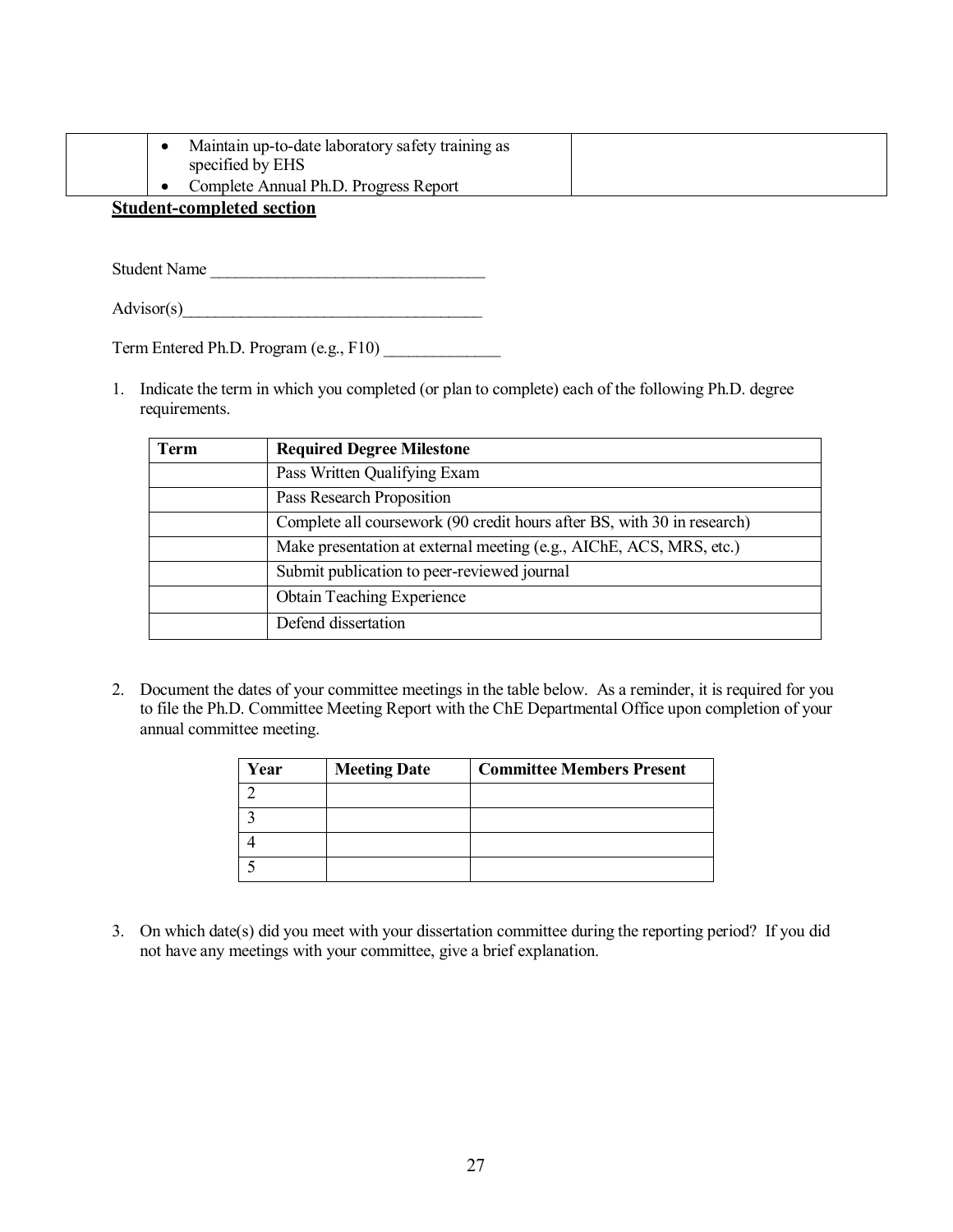| | | |
|---|---|---|
| | • Maintain up-to-date laboratory safety training as specified by EHS<br>• Complete Annual Ph.D. Progress Report | |

**Student-completed section**

Student Name \_\_\_\_\_\_\_\_\_\_\_\_\_\_\_\_\_\_\_\_\_\_\_\_\_\_\_\_\_\_\_\_\_

Advisor(s)\_\_\_\_\_\_\_\_\_\_\_\_\_\_\_\_\_\_\_\_\_\_\_\_\_\_\_\_\_\_\_\_\_\_\_\_

Term Entered Ph.D. Program (e.g., F10) \_\_\_\_\_\_\_\_\_\_\_\_\_\_

1. Indicate the term in which you completed (or plan to complete) each of the following Ph.D. degree requirements.

| Term | Required Degree Milestone |
|---|---|
| | Pass Written Qualifying Exam |
| | Pass Research Proposition |
| | Complete all coursework (90 credit hours after BS, with 30 in research) |
| | Make presentation at external meeting (e.g., AIChE, ACS, MRS, etc.) |
| | Submit publication to peer-reviewed journal |
| | Obtain Teaching Experience |
| | Defend dissertation |

2. Document the dates of your committee meetings in the table below. As a reminder, it is required for you to file the Ph.D. Committee Meeting Report with the ChE Departmental Office upon completion of your annual committee meeting.

| Year | Meeting Date | Committee Members Present |
|---|---|---|
| 2 | | |
| 3 | | |
| 4 | | |
| 5 | | |

3. On which date(s) did you meet with your dissertation committee during the reporting period? If you did not have any meetings with your committee, give a brief explanation.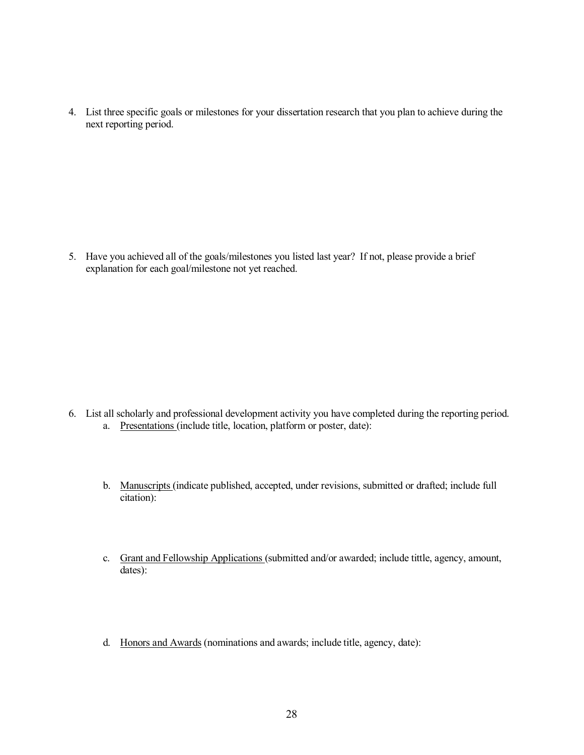4. List three specific goals or milestones for your dissertation research that you plan to achieve during the next reporting period.

5. Have you achieved all of the goals/milestones you listed last year? If not, please provide a brief explanation for each goal/milestone not yet reached.

6. List all scholarly and professional development activity you have completed during the reporting period.
    a. Presentations (include title, location, platform or poster, date):

    b. Manuscripts (indicate published, accepted, under revisions, submitted or drafted; include full citation):

    c. Grant and Fellowship Applications (submitted and/or awarded; include tittle, agency, amount, dates):

    d. Honors and Awards (nominations and awards; include title, agency, date):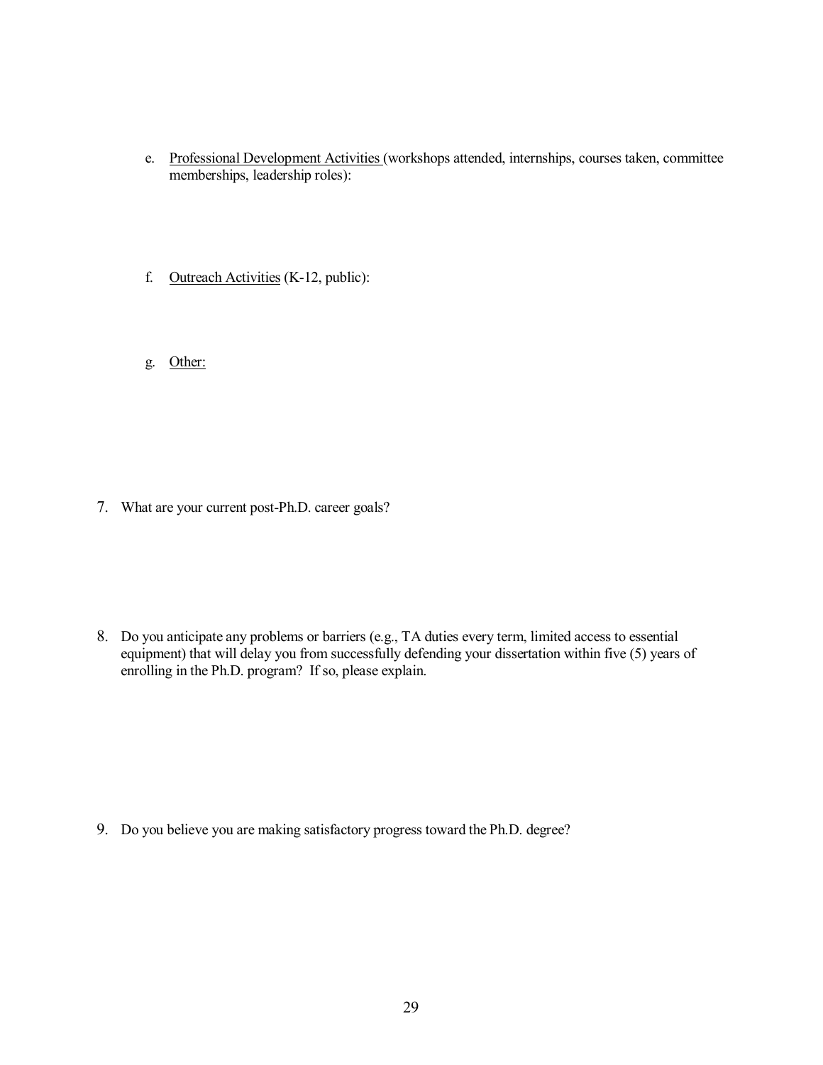e. Professional Development Activities (workshops attended, internships, courses taken, committee memberships, leadership roles):

f. Outreach Activities (K-12, public):

g. Other:

7. What are your current post-Ph.D. career goals?

8. Do you anticipate any problems or barriers (e.g., TA duties every term, limited access to essential equipment) that will delay you from successfully defending your dissertation within five (5) years of enrolling in the Ph.D. program? If so, please explain.

9. Do you believe you are making satisfactory progress toward the Ph.D. degree?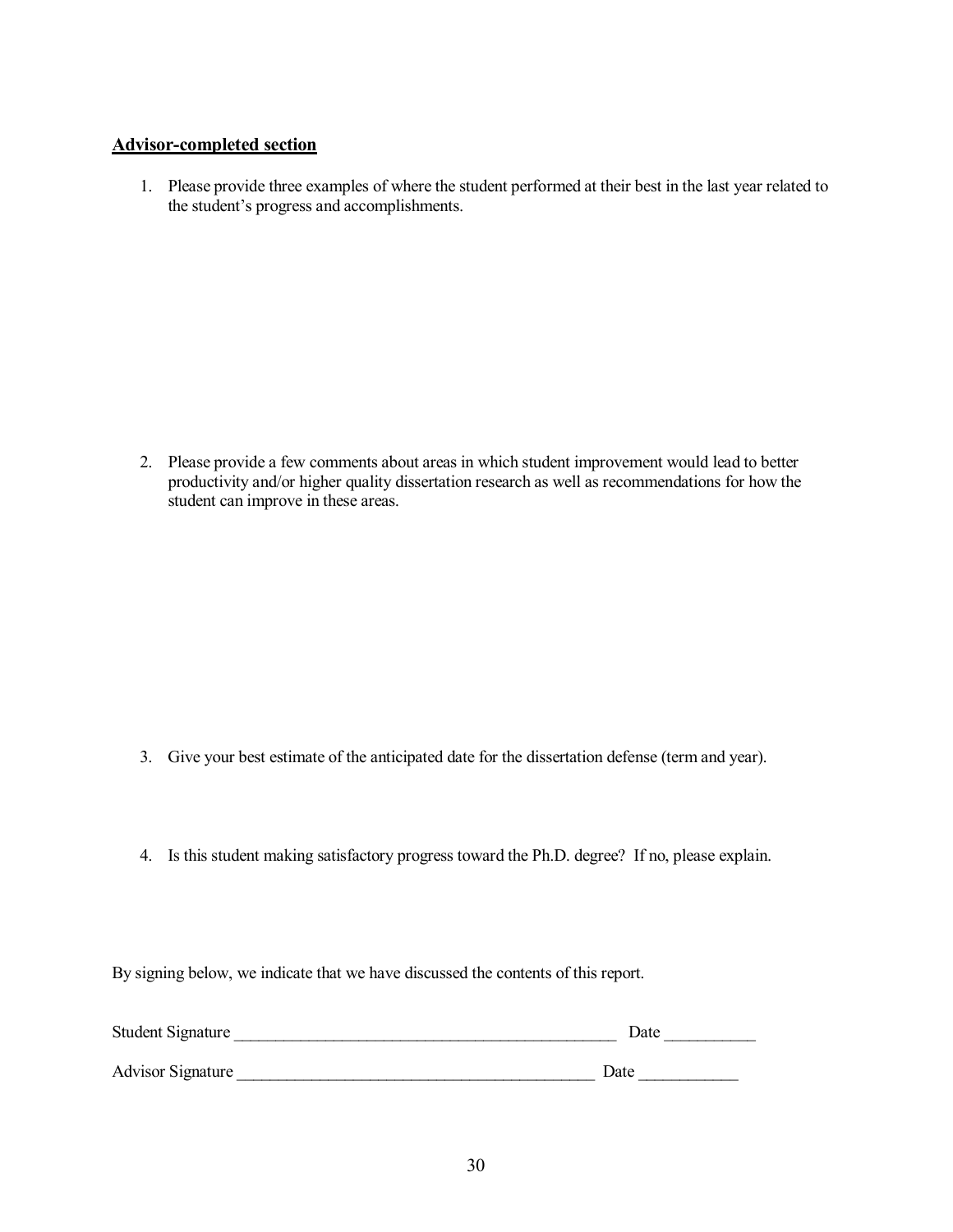**<u>Advisor-completed section</u>**

1. Please provide three examples of where the student performed at their best in the last year related to the student's progress and accomplishments.

2. Please provide a few comments about areas in which student improvement would lead to better productivity and/or higher quality dissertation research as well as recommendations for how the student can improve in these areas.

3. Give your best estimate of the anticipated date for the dissertation defense (term and year).

4. Is this student making satisfactory progress toward the Ph.D. degree? If no, please explain.

By signing below, we indicate that we have discussed the contents of this report.

Student Signature _______________________________________________ Date ___________

Advisor Signature ____________________________________________ Date ____________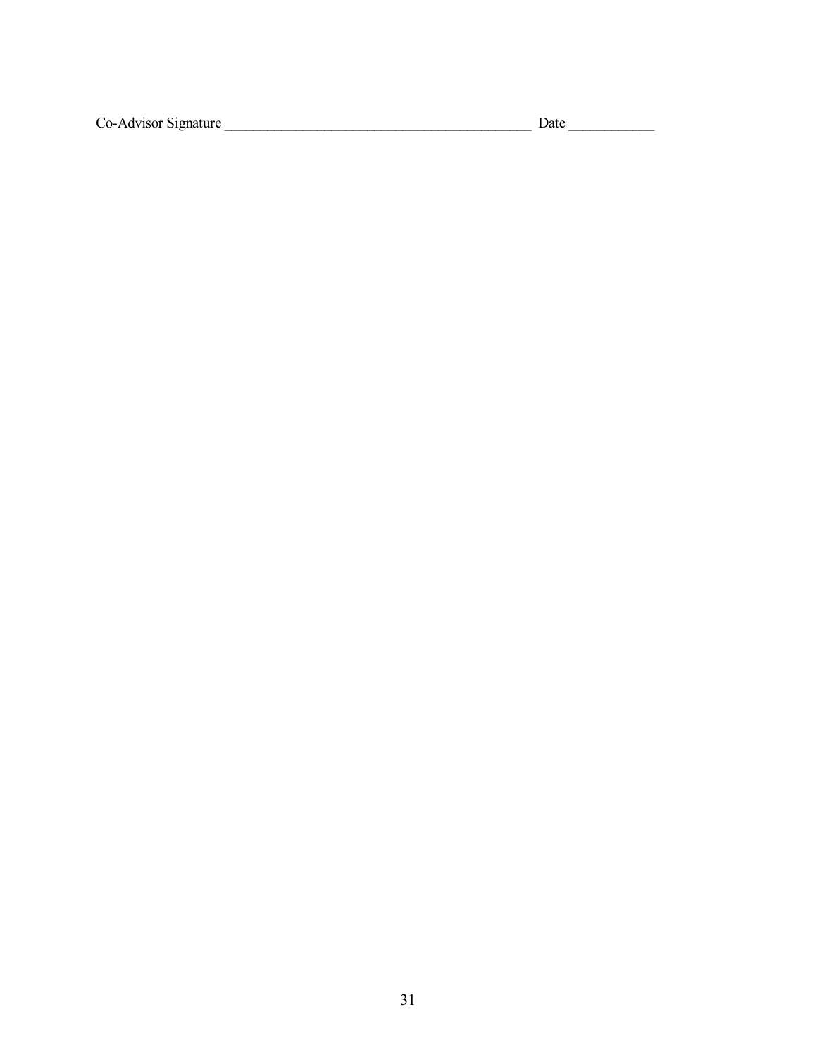Co-Advisor Signature _____________________________________________ Date ____________